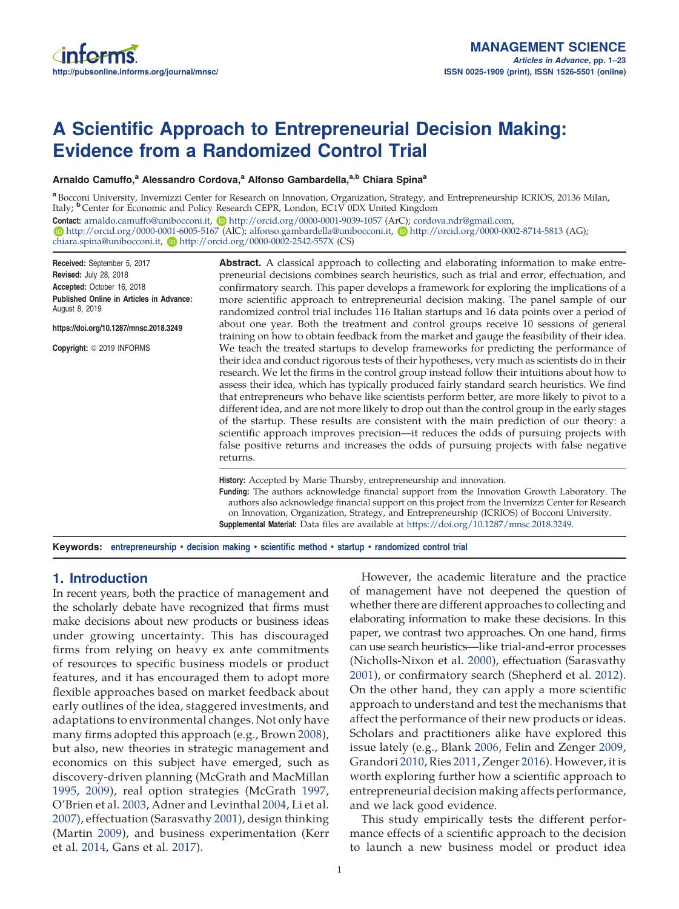# A Scientific Approach to Entrepreneurial Decision Making: Evidence from a Randomized Control Trial

**Arnaldo Camuffo,[a] Alessandro Cordova,[a] Alfonso Gambardella,[a,b] Chiara Spina[a]**

[a] Bocconi University, Invernizzi Center for Research on Innovation, Organization, Strategy, and Entrepreneurship ICRIOS, 20136 Milan, Italy; [b] Center for Economic and Policy Research CEPR, London, EC1V 0DX United Kingdom

**Contact:** arnaldo.camuffo@unibocconi.it, http://orcid.org/0000-0001-9039-1057 (ArC); cordova.ndr@gmail.com, http://orcid.org/0000-0001-6005-5167 (AlC); alfonso.gambardella@unibocconi.it, http://orcid.org/0000-0002-8714-5813 (AG); chiara.spina@unibocconi.it, http://orcid.org/0000-0002-2542-557X (CS)

**Received:** September 5, 2017
**Revised:** July 28, 2018
**Accepted:** October 16, 2018
**Published Online in Articles in Advance:** August 8, 2019

https://doi.org/10.1287/mnsc.2018.3249

**Copyright:** © 2019 INFORMS

**Abstract.** A classical approach to collecting and elaborating information to make entrepreneurial decisions combines search heuristics, such as trial and error, effectuation, and confirmatory search. This paper develops a framework for exploring the implications of a more scientific approach to entrepreneurial decision making. The panel sample of our randomized control trial includes 116 Italian startups and 16 data points over a period of about one year. Both the treatment and control groups receive 10 sessions of general training on how to obtain feedback from the market and gauge the feasibility of their idea. We teach the treated startups to develop frameworks for predicting the performance of their idea and conduct rigorous tests of their hypotheses, very much as scientists do in their research. We let the firms in the control group instead follow their intuitions about how to assess their idea, which has typically produced fairly standard search heuristics. We find that entrepreneurs who behave like scientists perform better, are more likely to pivot to a different idea, and are not more likely to drop out than the control group in the early stages of the startup. These results are consistent with the main prediction of our theory: a scientific approach improves precision—it reduces the odds of pursuing projects with false positive returns and increases the odds of pursuing projects with false negative returns.

**History:** Accepted by Marie Thursby, entrepreneurship and innovation.
**Funding:** The authors acknowledge financial support from the Innovation Growth Laboratory. The authors also acknowledge financial support on this project from the Invernizzi Center for Research on Innovation, Organization, Strategy, and Entrepreneurship (ICRIOS) of Bocconi University.
**Supplemental Material:** Data files are available at https://doi.org/10.1287/mnsc.2018.3249.

**Keywords:** entrepreneurship • decision making • scientific method • startup • randomized control trial

## 1. Introduction

In recent years, both the practice of management and the scholarly debate have recognized that firms must make decisions about new products or business ideas under growing uncertainty. This has discouraged firms from relying on heavy ex ante commitments of resources to specific business models or product features, and it has encouraged them to adopt more flexible approaches based on market feedback about early outlines of the idea, staggered investments, and adaptations to environmental changes. Not only have many firms adopted this approach (e.g., Brown 2008), but also, new theories in strategic management and economics on this subject have emerged, such as discovery-driven planning (McGrath and MacMillan 1995, 2009), real option strategies (McGrath 1997, O'Brien et al. 2003, Adner and Levinthal 2004, Li et al. 2007), effectuation (Sarasvathy 2001), design thinking (Martin 2009), and business experimentation (Kerr et al. 2014, Gans et al. 2017).

However, the academic literature and the practice of management have not deepened the question of whether there are different approaches to collecting and elaborating information to make these decisions. In this paper, we contrast two approaches. On one hand, firms can use search heuristics—like trial-and-error processes (Nicholls-Nixon et al. 2000), effectuation (Sarasvathy 2001), or confirmatory search (Shepherd et al. 2012). On the other hand, they can apply a more scientific approach to understand and test the mechanisms that affect the performance of their new products or ideas. Scholars and practitioners alike have explored this issue lately (e.g., Blank 2006, Felin and Zenger 2009, Grandori 2010, Ries 2011, Zenger 2016). However, it is worth exploring further how a scientific approach to entrepreneurial decision making affects performance, and we lack good evidence.

This study empirically tests the different performance effects of a scientific approach to the decision to launch a new business model or product idea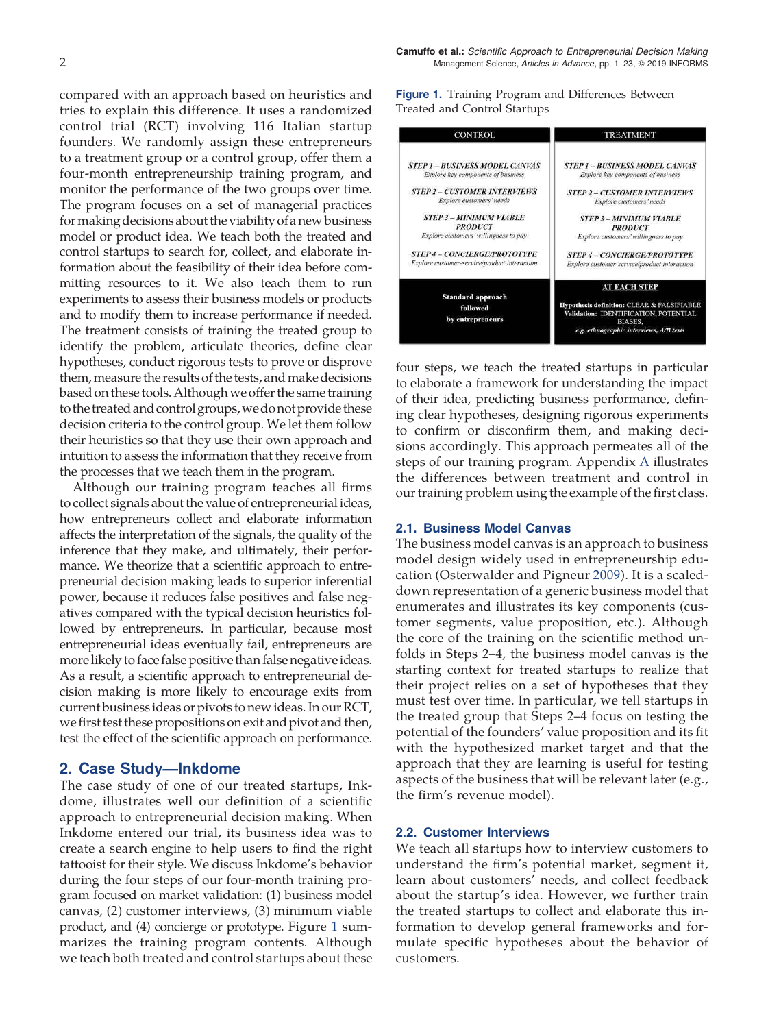compared with an approach based on heuristics and tries to explain this difference. It uses a randomized control trial (RCT) involving 116 Italian startup founders. We randomly assign these entrepreneurs to a treatment group or a control group, offer them a four-month entrepreneurship training program, and monitor the performance of the two groups over time. The program focuses on a set of managerial practices for making decisions about the viability of a new business model or product idea. We teach both the treated and control startups to search for, collect, and elaborate information about the feasibility of their idea before committing resources to it. We also teach them to run experiments to assess their business models or products and to modify them to increase performance if needed. The treatment consists of training the treated group to identify the problem, articulate theories, define clear hypotheses, conduct rigorous tests to prove or disprove them, measure the results of the tests, and make decisions based on these tools. Although we offer the same training to the treated and control groups, we do not provide these decision criteria to the control group. We let them follow their heuristics so that they use their own approach and intuition to assess the information that they receive from the processes that we teach them in the program.

Although our training program teaches all firms to collect signals about the value of entrepreneurial ideas, how entrepreneurs collect and elaborate information affects the interpretation of the signals, the quality of the inference that they make, and ultimately, their performance. We theorize that a scientific approach to entrepreneurial decision making leads to superior inferential power, because it reduces false positives and false negatives compared with the typical decision heuristics followed by entrepreneurs. In particular, because most entrepreneurial ideas eventually fail, entrepreneurs are more likely to face false positive than false negative ideas. As a result, a scientific approach to entrepreneurial decision making is more likely to encourage exits from current business ideas or pivots to new ideas. In our RCT, we first test these propositions on exit and pivot and then, test the effect of the scientific approach on performance.

## 2. Case Study—Inkdome

The case study of one of our treated startups, Inkdome, illustrates well our definition of a scientific approach to entrepreneurial decision making. When Inkdome entered our trial, its business idea was to create a search engine to help users to find the right tattooist for their style. We discuss Inkdome's behavior during the four steps of our four-month training program focused on market validation: (1) business model canvas, (2) customer interviews, (3) minimum viable product, and (4) concierge or prototype. Figure 1 summarizes the training program contents. Although we teach both treated and control startups about these

**Figure 1.** Training Program and Differences Between Treated and Control Startups

CONTROL

*STEP 1 – BUSINESS MODEL CANVAS*
*Explore key components of business*
*STEP 2 – CUSTOMER INTERVIEWS*
*Explore customers' needs*
*STEP 3 – MINIMUM VIABLE PRODUCT*
*Explore customers' willingness to pay*
*STEP 4 – CONCIERGE/PROTOTYPE*
*Explore customer-service/product interaction*

Standard approach followed by entrepreneurs

TREATMENT

*STEP 1 – BUSINESS MODEL CANVAS*
*Explore key components of business*
*STEP 2 – CUSTOMER INTERVIEWS*
*Explore customers' needs*
*STEP 3 – MINIMUM VIABLE PRODUCT*
*Explore customers' willingness to pay*
*STEP 4 – CONCIERGE/PROTOTYPE*
*Explore customer-service/product interaction*

AT EACH STEP
Hypothesis definition: CLEAR & FALSIFIABLE
Validation: IDENTIFICATION, POTENTIAL BIASES,
*e.g. ethnographic interviews, A/B tests*

four steps, we teach the treated startups in particular to elaborate a framework for understanding the impact of their idea, predicting business performance, defining clear hypotheses, designing rigorous experiments to confirm or disconfirm them, and making decisions accordingly. This approach permeates all of the steps of our training program. Appendix A illustrates the differences between treatment and control in our training problem using the example of the first class.

### 2.1. Business Model Canvas

The business model canvas is an approach to business model design widely used in entrepreneurship education (Osterwalder and Pigneur 2009). It is a scaled-down representation of a generic business model that enumerates and illustrates its key components (customer segments, value proposition, etc.). Although the core of the training on the scientific method unfolds in Steps 2–4, the business model canvas is the starting context for treated startups to realize that their project relies on a set of hypotheses that they must test over time. In particular, we tell startups in the treated group that Steps 2–4 focus on testing the potential of the founders' value proposition and its fit with the hypothesized market target and that the approach that they are learning is useful for testing aspects of the business that will be relevant later (e.g., the firm's revenue model).

### 2.2. Customer Interviews

We teach all startups how to interview customers to understand the firm's potential market, segment it, learn about customers' needs, and collect feedback about the startup's idea. However, we further train the treated startups to collect and elaborate this information to develop general frameworks and formulate specific hypotheses about the behavior of customers.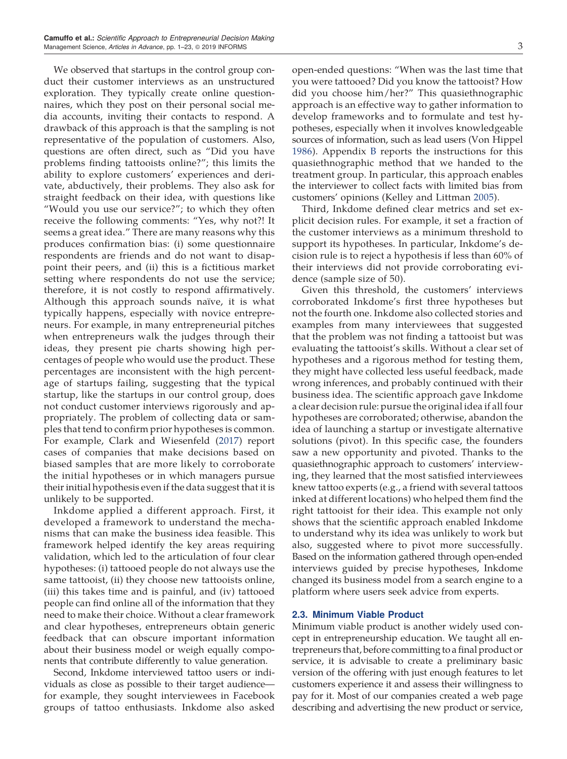We observed that startups in the control group conduct their customer interviews as an unstructured exploration. They typically create online questionnaires, which they post on their personal social media accounts, inviting their contacts to respond. A drawback of this approach is that the sampling is not representative of the population of customers. Also, questions are often direct, such as "Did you have problems finding tattooists online?"; this limits the ability to explore customers' experiences and derivate, abductively, their problems. They also ask for straight feedback on their idea, with questions like "Would you use our service?"; to which they often receive the following comments: "Yes, why not?! It seems a great idea." There are many reasons why this produces confirmation bias: (i) some questionnaire respondents are friends and do not want to disappoint their peers, and (ii) this is a fictitious market setting where respondents do not use the service; therefore, it is not costly to respond affirmatively. Although this approach sounds naïve, it is what typically happens, especially with novice entrepreneurs. For example, in many entrepreneurial pitches when entrepreneurs walk the judges through their ideas, they present pie charts showing high percentages of people who would use the product. These percentages are inconsistent with the high percentage of startups failing, suggesting that the typical startup, like the startups in our control group, does not conduct customer interviews rigorously and appropriately. The problem of collecting data or samples that tend to confirm prior hypotheses is common. For example, Clark and Wiesenfeld (2017) report cases of companies that make decisions based on biased samples that are more likely to corroborate the initial hypotheses or in which managers pursue their initial hypothesis even if the data suggest that it is unlikely to be supported.

Inkdome applied a different approach. First, it developed a framework to understand the mechanisms that can make the business idea feasible. This framework helped identify the key areas requiring validation, which led to the articulation of four clear hypotheses: (i) tattooed people do not always use the same tattooist, (ii) they choose new tattooists online, (iii) this takes time and is painful, and (iv) tattooed people can find online all of the information that they need to make their choice. Without a clear framework and clear hypotheses, entrepreneurs obtain generic feedback that can obscure important information about their business model or weigh equally components that contribute differently to value generation.

Second, Inkdome interviewed tattoo users or individuals as close as possible to their target audience—for example, they sought interviewees in Facebook groups of tattoo enthusiasts. Inkdome also asked open-ended questions: "When was the last time that you were tattooed? Did you know the tattooist? How did you choose him/her?" This quasiethnographic approach is an effective way to gather information to develop frameworks and to formulate and test hypotheses, especially when it involves knowledgeable sources of information, such as lead users (Von Hippel 1986). Appendix B reports the instructions for this quasiethnographic method that we handed to the treatment group. In particular, this approach enables the interviewer to collect facts with limited bias from customers' opinions (Kelley and Littman 2005).

Third, Inkdome defined clear metrics and set explicit decision rules. For example, it set a fraction of the customer interviews as a minimum threshold to support its hypotheses. In particular, Inkdome's decision rule is to reject a hypothesis if less than 60% of their interviews did not provide corroborating evidence (sample size of 50).

Given this threshold, the customers' interviews corroborated Inkdome's first three hypotheses but not the fourth one. Inkdome also collected stories and examples from many interviewees that suggested that the problem was not finding a tattooist but was evaluating the tattooist's skills. Without a clear set of hypotheses and a rigorous method for testing them, they might have collected less useful feedback, made wrong inferences, and probably continued with their business idea. The scientific approach gave Inkdome a clear decision rule: pursue the original idea if all four hypotheses are corroborated; otherwise, abandon the idea of launching a startup or investigate alternative solutions (pivot). In this specific case, the founders saw a new opportunity and pivoted. Thanks to the quasiethnographic approach to customers' interviewing, they learned that the most satisfied interviewees knew tattoo experts (e.g., a friend with several tattoos inked at different locations) who helped them find the right tattooist for their idea. This example not only shows that the scientific approach enabled Inkdome to understand why its idea was unlikely to work but also, suggested where to pivot more successfully. Based on the information gathered through open-ended interviews guided by precise hypotheses, Inkdome changed its business model from a search engine to a platform where users seek advice from experts.

### 2.3. Minimum Viable Product

Minimum viable product is another widely used concept in entrepreneurship education. We taught all entrepreneurs that, before committing to a final product or service, it is advisable to create a preliminary basic version of the offering with just enough features to let customers experience it and assess their willingness to pay for it. Most of our companies created a web page describing and advertising the new product or service,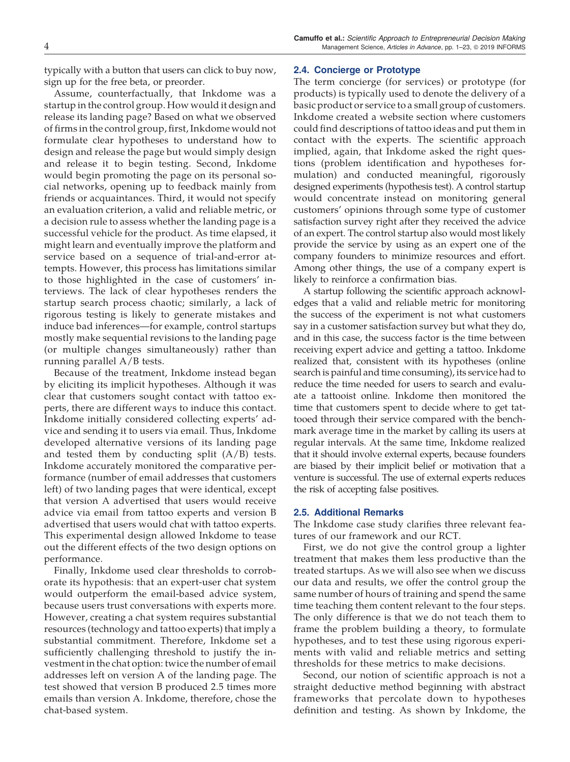typically with a button that users can click to buy now, sign up for the free beta, or preorder.

Assume, counterfactually, that Inkdome was a startup in the control group. How would it design and release its landing page? Based on what we observed of firms in the control group, first, Inkdome would not formulate clear hypotheses to understand how to design and release the page but would simply design and release it to begin testing. Second, Inkdome would begin promoting the page on its personal social networks, opening up to feedback mainly from friends or acquaintances. Third, it would not specify an evaluation criterion, a valid and reliable metric, or a decision rule to assess whether the landing page is a successful vehicle for the product. As time elapsed, it might learn and eventually improve the platform and service based on a sequence of trial-and-error attempts. However, this process has limitations similar to those highlighted in the case of customers' interviews. The lack of clear hypotheses renders the startup search process chaotic; similarly, a lack of rigorous testing is likely to generate mistakes and induce bad inferences—for example, control startups mostly make sequential revisions to the landing page (or multiple changes simultaneously) rather than running parallel A/B tests.

Because of the treatment, Inkdome instead began by eliciting its implicit hypotheses. Although it was clear that customers sought contact with tattoo experts, there are different ways to induce this contact. Inkdome initially considered collecting experts' advice and sending it to users via email. Thus, Inkdome developed alternative versions of its landing page and tested them by conducting split (A/B) tests. Inkdome accurately monitored the comparative performance (number of email addresses that customers left) of two landing pages that were identical, except that version A advertised that users would receive advice via email from tattoo experts and version B advertised that users would chat with tattoo experts. This experimental design allowed Inkdome to tease out the different effects of the two design options on performance.

Finally, Inkdome used clear thresholds to corroborate its hypothesis: that an expert-user chat system would outperform the email-based advice system, because users trust conversations with experts more. However, creating a chat system requires substantial resources (technology and tattoo experts) that imply a substantial commitment. Therefore, Inkdome set a sufficiently challenging threshold to justify the investment in the chat option: twice the number of email addresses left on version A of the landing page. The test showed that version B produced 2.5 times more emails than version A. Inkdome, therefore, chose the chat-based system.

### 2.4. Concierge or Prototype

The term concierge (for services) or prototype (for products) is typically used to denote the delivery of a basic product or service to a small group of customers. Inkdome created a website section where customers could find descriptions of tattoo ideas and put them in contact with the experts. The scientific approach implied, again, that Inkdome asked the right questions (problem identification and hypotheses formulation) and conducted meaningful, rigorously designed experiments (hypothesis test). A control startup would concentrate instead on monitoring general customers' opinions through some type of customer satisfaction survey right after they received the advice of an expert. The control startup also would most likely provide the service by using as an expert one of the company founders to minimize resources and effort. Among other things, the use of a company expert is likely to reinforce a confirmation bias.

A startup following the scientific approach acknowledges that a valid and reliable metric for monitoring the success of the experiment is not what customers say in a customer satisfaction survey but what they do, and in this case, the success factor is the time between receiving expert advice and getting a tattoo. Inkdome realized that, consistent with its hypotheses (online search is painful and time consuming), its service had to reduce the time needed for users to search and evaluate a tattooist online. Inkdome then monitored the time that customers spent to decide where to get tattooed through their service compared with the benchmark average time in the market by calling its users at regular intervals. At the same time, Inkdome realized that it should involve external experts, because founders are biased by their implicit belief or motivation that a venture is successful. The use of external experts reduces the risk of accepting false positives.

### 2.5. Additional Remarks

The Inkdome case study clarifies three relevant features of our framework and our RCT.

First, we do not give the control group a lighter treatment that makes them less productive than the treated startups. As we will also see when we discuss our data and results, we offer the control group the same number of hours of training and spend the same time teaching them content relevant to the four steps. The only difference is that we do not teach them to frame the problem building a theory, to formulate hypotheses, and to test these using rigorous experiments with valid and reliable metrics and setting thresholds for these metrics to make decisions.

Second, our notion of scientific approach is not a straight deductive method beginning with abstract frameworks that percolate down to hypotheses definition and testing. As shown by Inkdome, the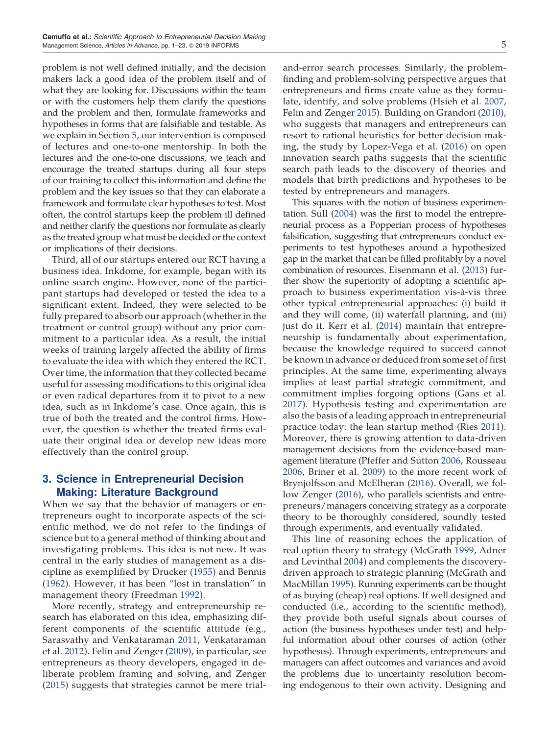problem is not well defined initially, and the decision makers lack a good idea of the problem itself and of what they are looking for. Discussions within the team or with the customers help them clarify the questions and the problem and then, formulate frameworks and hypotheses in forms that are falsifiable and testable. As we explain in Section 5, our intervention is composed of lectures and one-to-one mentorship. In both the lectures and the one-to-one discussions, we teach and encourage the treated startups during all four steps of our training to collect this information and define the problem and the key issues so that they can elaborate a framework and formulate clear hypotheses to test. Most often, the control startups keep the problem ill defined and neither clarify the questions nor formulate as clearly as the treated group what must be decided or the context or implications of their decisions.

Third, all of our startups entered our RCT having a business idea. Inkdome, for example, began with its online search engine. However, none of the participant startups had developed or tested the idea to a significant extent. Indeed, they were selected to be fully prepared to absorb our approach (whether in the treatment or control group) without any prior commitment to a particular idea. As a result, the initial weeks of training largely affected the ability of firms to evaluate the idea with which they entered the RCT. Over time, the information that they collected became useful for assessing modifications to this original idea or even radical departures from it to pivot to a new idea, such as in Inkdome's case. Once again, this is true of both the treated and the control firms. However, the question is whether the treated firms evaluate their original idea or develop new ideas more effectively than the control group.

## 3. Science in Entrepreneurial Decision Making: Literature Background

When we say that the behavior of managers or entrepreneurs ought to incorporate aspects of the scientific method, we do not refer to the findings of science but to a general method of thinking about and investigating problems. This idea is not new. It was central in the early studies of management as a discipline as exemplified by Drucker (1955) and Bennis (1962). However, it has been "lost in translation" in management theory (Freedman 1992).

More recently, strategy and entrepreneurship research has elaborated on this idea, emphasizing different components of the scientific attitude (e.g., Sarasvathy and Venkataraman 2011, Venkataraman et al. 2012). Felin and Zenger (2009), in particular, see entrepreneurs as theory developers, engaged in deliberate problem framing and solving, and Zenger (2015) suggests that strategies cannot be mere trial-and-error search processes. Similarly, the problem-finding and problem-solving perspective argues that entrepreneurs and firms create value as they formulate, identify, and solve problems (Hsieh et al. 2007, Felin and Zenger 2015). Building on Grandori (2010), who suggests that managers and entrepreneurs can resort to rational heuristics for better decision making, the study by Lopez-Vega et al. (2016) on open innovation search paths suggests that the scientific search path leads to the discovery of theories and models that birth predictions and hypotheses to be tested by entrepreneurs and managers.

This squares with the notion of business experimentation. Sull (2004) was the first to model the entrepreneurial process as a Popperian process of hypotheses falsification, suggesting that entrepreneurs conduct experiments to test hypotheses around a hypothesized gap in the market that can be filled profitably by a novel combination of resources. Eisenmann et al. (2013) further show the superiority of adopting a scientific approach to business experimentation vis-à-vis three other typical entrepreneurial approaches: (i) build it and they will come, (ii) waterfall planning, and (iii) just do it. Kerr et al. (2014) maintain that entrepreneurship is fundamentally about experimentation, because the knowledge required to succeed cannot be known in advance or deduced from some set of first principles. At the same time, experimenting always implies at least partial strategic commitment, and commitment implies forgoing options (Gans et al. 2017). Hypothesis testing and experimentation are also the basis of a leading approach in entrepreneurial practice today: the lean startup method (Ries 2011). Moreover, there is growing attention to data-driven management decisions from the evidence-based management literature (Pfeffer and Sutton 2006, Rousseau 2006, Briner et al. 2009) to the more recent work of Brynjolfsson and McElheran (2016). Overall, we follow Zenger (2016), who parallels scientists and entrepreneurs/managers conceiving strategy as a corporate theory to be thoroughly considered, soundly tested through experiments, and eventually validated.

This line of reasoning echoes the application of real option theory to strategy (McGrath 1999, Adner and Levinthal 2004) and complements the discovery-driven approach to strategic planning (McGrath and MacMillan 1995). Running experiments can be thought of as buying (cheap) real options. If well designed and conducted (i.e., according to the scientific method), they provide both useful signals about courses of action (the business hypotheses under test) and helpful information about other courses of action (other hypotheses). Through experiments, entrepreneurs and managers can affect outcomes and variances and avoid the problems due to uncertainty resolution becoming endogenous to their own activity. Designing and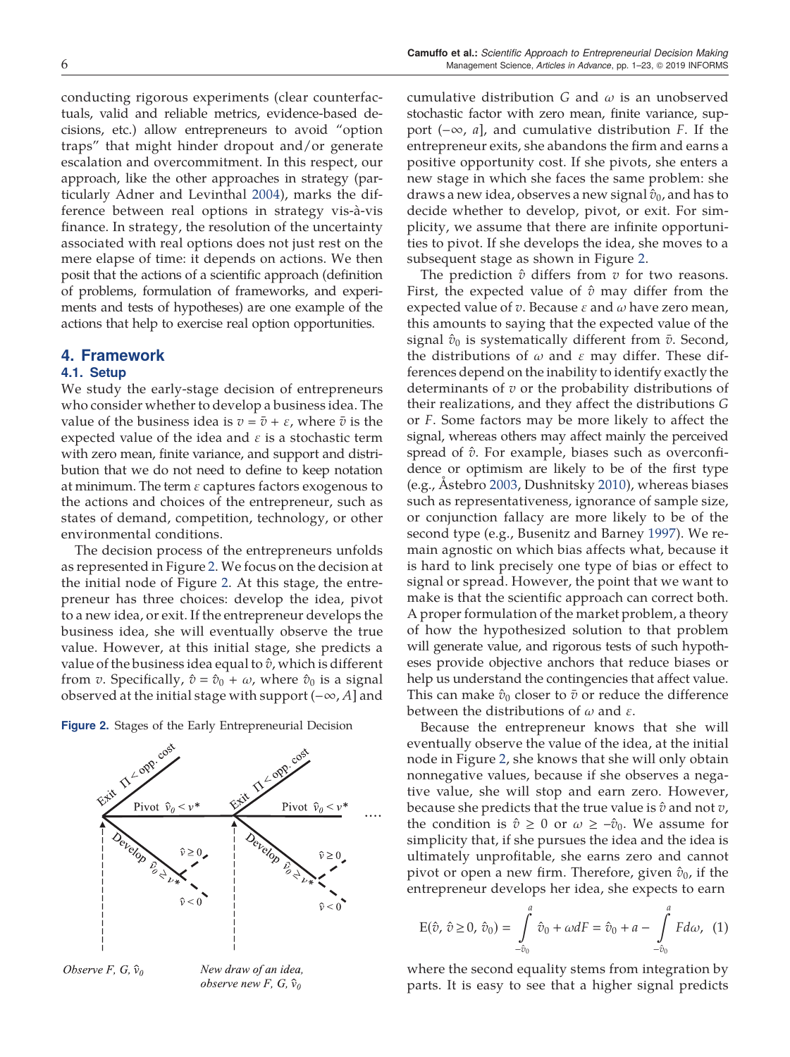conducting rigorous experiments (clear counterfactuals, valid and reliable metrics, evidence-based decisions, etc.) allow entrepreneurs to avoid "option traps" that might hinder dropout and/or generate escalation and overcommitment. In this respect, our approach, like the other approaches in strategy (particularly Adner and Levinthal 2004), marks the difference between real options in strategy vis-à-vis finance. In strategy, the resolution of the uncertainty associated with real options does not just rest on the mere elapse of time: it depends on actions. We then posit that the actions of a scientific approach (definition of problems, formulation of frameworks, and experiments and tests of hypotheses) are one example of the actions that help to exercise real option opportunities.

## 4. Framework

### 4.1. Setup

We study the early-stage decision of entrepreneurs who consider whether to develop a business idea. The value of the business idea is $v = \bar{v} + \varepsilon$, where $\bar{v}$ is the expected value of the idea and $\varepsilon$ is a stochastic term with zero mean, finite variance, and support and distribution that we do not need to define to keep notation at minimum. The term $\varepsilon$ captures factors exogenous to the actions and choices of the entrepreneur, such as states of demand, competition, technology, or other environmental conditions.

The decision process of the entrepreneurs unfolds as represented in Figure 2. We focus on the decision at the initial node of Figure 2. At this stage, the entrepreneur has three choices: develop the idea, pivot to a new idea, or exit. If the entrepreneur develops the business idea, she will eventually observe the true value. However, at this initial stage, she predicts a value of the business idea equal to $\hat{v}$, which is different from $v$. Specifically, $\hat{v} = \hat{v}_0 + \omega$, where $\hat{v}_0$ is a signal observed at the initial stage with support $(-\infty, A]$ and cumulative distribution $G$ and $\omega$ is an unobserved stochastic factor with zero mean, finite variance, support $(-\infty, a]$, and cumulative distribution $F$. If the entrepreneur exits, she abandons the firm and earns a positive opportunity cost. If she pivots, she enters a new stage in which she faces the same problem: she draws a new idea, observes a new signal $\hat{v}_0$, and has to decide whether to develop, pivot, or exit. For simplicity, we assume that there are infinite opportunities to pivot. If she develops the idea, she moves to a subsequent stage as shown in Figure 2.

**Figure 2.** Stages of the Early Entrepreneurial Decision

The prediction $\hat{v}$ differs from $v$ for two reasons. First, the expected value of $\hat{v}$ may differ from the expected value of $v$. Because $\varepsilon$ and $\omega$ have zero mean, this amounts to saying that the expected value of the signal $\hat{v}_0$ is systematically different from $\bar{v}$. Second, the distributions of $\omega$ and $\varepsilon$ may differ. These differences depend on the inability to identify exactly the determinants of $v$ or the probability distributions of their realizations, and they affect the distributions $G$ or $F$. Some factors may be more likely to affect the signal, whereas others may affect mainly the perceived spread of $\hat{v}$. For example, biases such as overconfidence or optimism are likely to be of the first type (e.g., Åstebro 2003, Dushnitsky 2010), whereas biases such as representativeness, ignorance of sample size, or conjunction fallacy are more likely to be of the second type (e.g., Busenitz and Barney 1997). We remain agnostic on which bias affects what, because it is hard to link precisely one type of bias or effect to signal or spread. However, the point that we want to make is that the scientific approach can correct both. A proper formulation of the market problem, a theory of how the hypothesized solution to that problem will generate value, and rigorous tests of such hypotheses provide objective anchors that reduce biases or help us understand the contingencies that affect value. This can make $\hat{v}_0$ closer to $\bar{v}$ or reduce the difference between the distributions of $\omega$ and $\varepsilon$.

Because the entrepreneur knows that she will eventually observe the value of the idea, at the initial node in Figure 2, she knows that she will only obtain nonnegative values, because if she observes a negative value, she will stop and earn zero. However, because she predicts that the true value is $\hat{v}$ and not $v$, the condition is $\hat{v} \geq 0$ or $\omega \geq -\hat{v}_0$. We assume for simplicity that, if she pursues the idea and the idea is ultimately unprofitable, she earns zero and cannot pivot or open a new firm. Therefore, given $\hat{v}_0$, if the entrepreneur develops her idea, she expects to earn

$$\mathrm{E}(\hat{v}, \hat{v} \geq 0, \hat{v}_0) = \int_{-\hat{v}_0}^{a} \hat{v}_0 + \omega dF = \hat{v}_0 + a - \int_{-\hat{v}_0}^{a} F d\omega, \quad (1)$$

where the second equality stems from integration by parts. It is easy to see that a higher signal predicts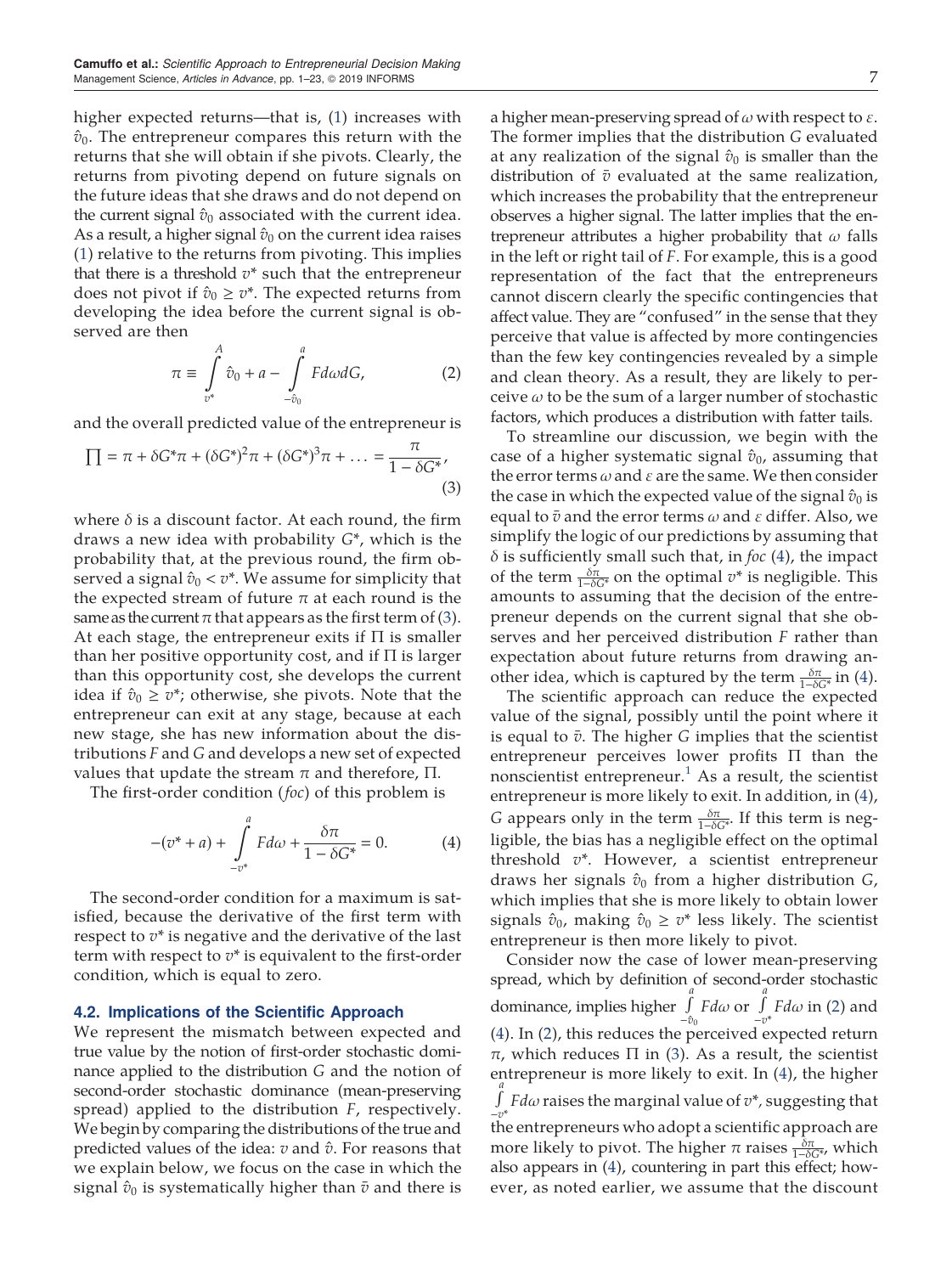higher expected returns—that is, (1) increases with $\hat{v}_0$. The entrepreneur compares this return with the returns that she will obtain if she pivots. Clearly, the returns from pivoting depend on future signals on the future ideas that she draws and do not depend on the current signal $\hat{v}_0$ associated with the current idea. As a result, a higher signal $\hat{v}_0$ on the current idea raises (1) relative to the returns from pivoting. This implies that there is a threshold $v^*$ such that the entrepreneur does not pivot if $\hat{v}_0 \geq v^*$. The expected returns from developing the idea before the current signal is observed are then

$$\pi \equiv \int_{v^*}^{A} \hat{v}_0 + a - \int_{-\hat{v}_0}^{a} F d\omega dG, \tag{2}$$

and the overall predicted value of the entrepreneur is

$$\prod = \pi + \delta G^* \pi + (\delta G^*)^2 \pi + (\delta G^*)^3 \pi + \ldots = \frac{\pi}{1 - \delta G^*}, \tag{3}$$

where $\delta$ is a discount factor. At each round, the firm draws a new idea with probability $G^*$, which is the probability that, at the previous round, the firm observed a signal $\hat{v}_0 < v^*$. We assume for simplicity that the expected stream of future $\pi$ at each round is the same as the current $\pi$ that appears as the first term of (3). At each stage, the entrepreneur exits if $\Pi$ is smaller than her positive opportunity cost, and if $\Pi$ is larger than this opportunity cost, she develops the current idea if $\hat{v}_0 \geq v^*$; otherwise, she pivots. Note that the entrepreneur can exit at any stage, because at each new stage, she has new information about the distributions $F$ and $G$ and develops a new set of expected values that update the stream $\pi$ and therefore, $\Pi$.

The first-order condition (*foc*) of this problem is

$$-(v^* + a) + \int_{-v^*}^{a} F d\omega + \frac{\delta \pi}{1 - \delta G^*} = 0. \tag{4}$$

The second-order condition for a maximum is satisfied, because the derivative of the first term with respect to $v^*$ is negative and the derivative of the last term with respect to $v^*$ is equivalent to the first-order condition, which is equal to zero.

### 4.2. Implications of the Scientific Approach

We represent the mismatch between expected and true value by the notion of first-order stochastic dominance applied to the distribution $G$ and the notion of second-order stochastic dominance (mean-preserving spread) applied to the distribution $F$, respectively. We begin by comparing the distributions of the true and predicted values of the idea: $v$ and $\hat{v}$. For reasons that we explain below, we focus on the case in which the signal $\hat{v}_0$ is systematically higher than $\bar{v}$ and there is a higher mean-preserving spread of $\omega$ with respect to $\varepsilon$. The former implies that the distribution $G$ evaluated at any realization of the signal $\hat{v}_0$ is smaller than the distribution of $\bar{v}$ evaluated at the same realization, which increases the probability that the entrepreneur observes a higher signal. The latter implies that the entrepreneur attributes a higher probability that $\omega$ falls in the left or right tail of $F$. For example, this is a good representation of the fact that the entrepreneurs cannot discern clearly the specific contingencies that affect value. They are "confused" in the sense that they perceive that value is affected by more contingencies than the few key contingencies revealed by a simple and clean theory. As a result, they are likely to perceive $\omega$ to be the sum of a larger number of stochastic factors, which produces a distribution with fatter tails.

To streamline our discussion, we begin with the case of a higher systematic signal $\hat{v}_0$, assuming that the error terms $\omega$ and $\varepsilon$ are the same. We then consider the case in which the expected value of the signal $\hat{v}_0$ is equal to $\bar{v}$ and the error terms $\omega$ and $\varepsilon$ differ. Also, we simplify the logic of our predictions by assuming that $\delta$ is sufficiently small such that, in *foc* (4), the impact of the term $\frac{\delta \pi}{1 - \delta G^*}$ on the optimal $v^*$ is negligible. This amounts to assuming that the decision of the entrepreneur depends on the current signal that she observes and her perceived distribution $F$ rather than expectation about future returns from drawing another idea, which is captured by the term $\frac{\delta \pi}{1 - \delta G^*}$ in (4).

The scientific approach can reduce the expected value of the signal, possibly until the point where it is equal to $\bar{v}$. The higher $G$ implies that the scientist entrepreneur perceives lower profits $\Pi$ than the nonscientist entrepreneur.[1] As a result, the scientist entrepreneur is more likely to exit. In addition, in (4), $G$ appears only in the term $\frac{\delta \pi}{1 - \delta G^*}$. If this term is negligible, the bias has a negligible effect on the optimal threshold $v^*$. However, a scientist entrepreneur draws her signals $\hat{v}_0$ from a higher distribution $G$, which implies that she is more likely to obtain lower signals $\hat{v}_0$, making $\hat{v}_0 \geq v^*$ less likely. The scientist entrepreneur is then more likely to pivot.

Consider now the case of lower mean-preserving spread, which by definition of second-order stochastic dominance, implies higher $\int_{-\hat{v}_0}^{a} F d\omega$ or $\int_{-v^*}^{a} F d\omega$ in (2) and (4). In (2), this reduces the perceived expected return $\pi$, which reduces $\Pi$ in (3). As a result, the scientist entrepreneur is more likely to exit. In (4), the higher $\int_{-v^*}^{a} F d\omega$ raises the marginal value of $v^*$, suggesting that the entrepreneurs who adopt a scientific approach are more likely to pivot. The higher $\pi$ raises $\frac{\delta \pi}{1 - \delta G^*}$, which also appears in (4), countering in part this effect; however, as noted earlier, we assume that the discount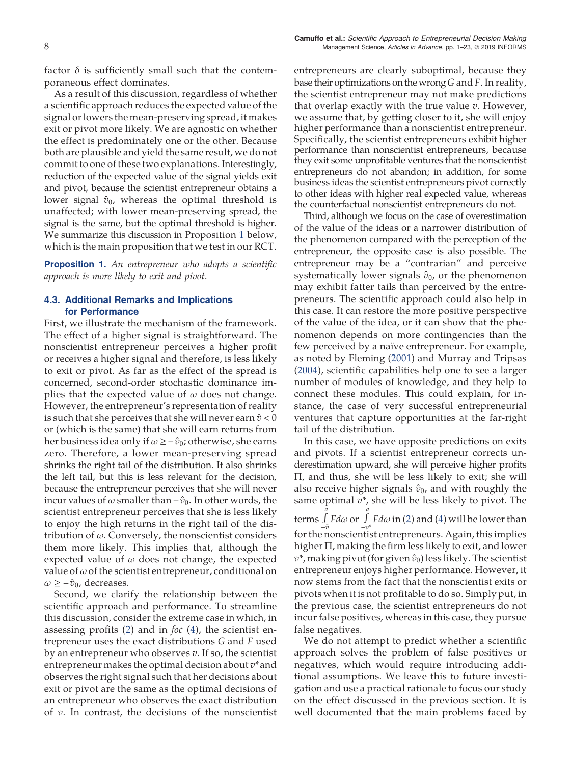factor $\delta$ is sufficiently small such that the contemporaneous effect dominates.

As a result of this discussion, regardless of whether a scientific approach reduces the expected value of the signal or lowers the mean-preserving spread, it makes exit or pivot more likely. We are agnostic on whether the effect is predominately one or the other. Because both are plausible and yield the same result, we do not commit to one of these two explanations. Interestingly, reduction of the expected value of the signal yields exit and pivot, because the scientist entrepreneur obtains a lower signal $\hat{v}_0$, whereas the optimal threshold is unaffected; with lower mean-preserving spread, the signal is the same, but the optimal threshold is higher. We summarize this discussion in Proposition 1 below, which is the main proposition that we test in our RCT.

**Proposition 1.** *An entrepreneur who adopts a scientific approach is more likely to exit and pivot.*

### 4.3. Additional Remarks and Implications for Performance

First, we illustrate the mechanism of the framework. The effect of a higher signal is straightforward. The nonscientist entrepreneur perceives a higher profit or receives a higher signal and therefore, is less likely to exit or pivot. As far as the effect of the spread is concerned, second-order stochastic dominance implies that the expected value of $\omega$ does not change. However, the entrepreneur's representation of reality is such that she perceives that she will never earn $\hat{v} < 0$ or (which is the same) that she will earn returns from her business idea only if $\omega \geq -\hat{v}_0$; otherwise, she earns zero. Therefore, a lower mean-preserving spread shrinks the right tail of the distribution. It also shrinks the left tail, but this is less relevant for the decision, because the entrepreneur perceives that she will never incur values of $\omega$ smaller than $-\hat{v}_0$. In other words, the scientist entrepreneur perceives that she is less likely to enjoy the high returns in the right tail of the distribution of $\omega$. Conversely, the nonscientist considers them more likely. This implies that, although the expected value of $\omega$ does not change, the expected value of $\omega$ of the scientist entrepreneur, conditional on $\omega \geq -\hat{v}_0$, decreases.

Second, we clarify the relationship between the scientific approach and performance. To streamline this discussion, consider the extreme case in which, in assessing profits (2) and in *foc* (4), the scientist entrepreneur uses the exact distributions $G$ and $F$ used by an entrepreneur who observes $v$. If so, the scientist entrepreneur makes the optimal decision about $v^*$ and observes the right signal such that her decisions about exit or pivot are the same as the optimal decisions of an entrepreneur who observes the exact distribution of $v$. In contrast, the decisions of the nonscientist entrepreneurs are clearly suboptimal, because they base their optimizations on the wrong $G$ and $F$. In reality, the scientist entrepreneur may not make predictions that overlap exactly with the true value $v$. However, we assume that, by getting closer to it, she will enjoy higher performance than a nonscientist entrepreneur. Specifically, the scientist entrepreneurs exhibit higher performance than nonscientist entrepreneurs, because they exit some unprofitable ventures that the nonscientist entrepreneurs do not abandon; in addition, for some business ideas the scientist entrepreneurs pivot correctly to other ideas with higher real expected value, whereas the counterfactual nonscientist entrepreneurs do not.

Third, although we focus on the case of overestimation of the value of the ideas or a narrower distribution of the phenomenon compared with the perception of the entrepreneur, the opposite case is also possible. The entrepreneur may be a "contrarian" and perceive systematically lower signals $\hat{v}_0$, or the phenomenon may exhibit fatter tails than perceived by the entrepreneurs. The scientific approach could also help in this case. It can restore the more positive perspective of the value of the idea, or it can show that the phenomenon depends on more contingencies than the few perceived by a naïve entrepreneur. For example, as noted by Fleming (2001) and Murray and Tripsas (2004), scientific capabilities help one to see a larger number of modules of knowledge, and they help to connect these modules. This could explain, for instance, the case of very successful entrepreneurial ventures that capture opportunities at the far-right tail of the distribution.

In this case, we have opposite predictions on exits and pivots. If a scientist entrepreneur corrects underestimation upward, she will perceive higher profits $\Pi$, and thus, she will be less likely to exit; she will also receive higher signals $\hat{v}_0$, and with roughly the same optimal $v^*$, she will be less likely to pivot. The terms $\int_{-\hat{v}}^{a} Fd\omega$ or $\int_{-v^*}^{a} Fd\omega$ in (2) and (4) will be lower than for the nonscientist entrepreneurs. Again, this implies higher $\Pi$, making the firm less likely to exit, and lower $v^*$, making pivot (for given $\hat{v}_0$) less likely. The scientist entrepreneur enjoys higher performance. However, it now stems from the fact that the nonscientist exits or pivots when it is not profitable to do so. Simply put, in the previous case, the scientist entrepreneurs do not incur false positives, whereas in this case, they pursue false negatives.

We do not attempt to predict whether a scientific approach solves the problem of false positives or negatives, which would require introducing additional assumptions. We leave this to future investigation and use a practical rationale to focus our study on the effect discussed in the previous section. It is well documented that the main problems faced by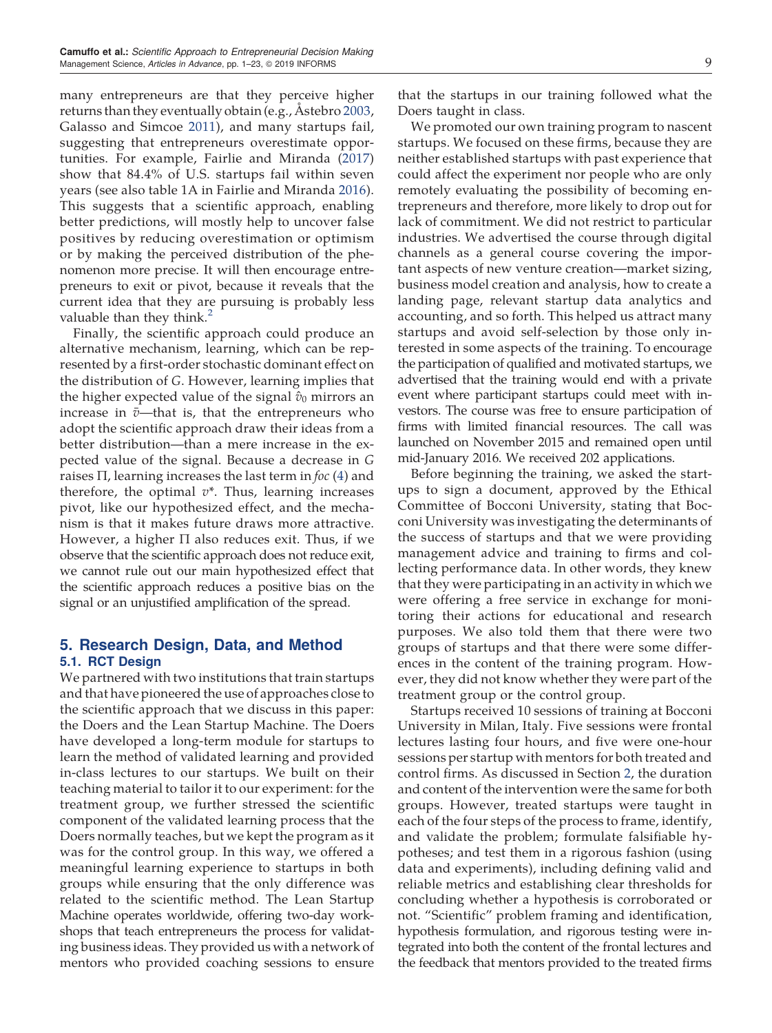many entrepreneurs are that they perceive higher returns than they eventually obtain (e.g., Åstebro 2003, Galasso and Simcoe 2011), and many startups fail, suggesting that entrepreneurs overestimate opportunities. For example, Fairlie and Miranda (2017) show that 84.4% of U.S. startups fail within seven years (see also table 1A in Fairlie and Miranda 2016). This suggests that a scientific approach, enabling better predictions, will mostly help to uncover false positives by reducing overestimation or optimism or by making the perceived distribution of the phenomenon more precise. It will then encourage entrepreneurs to exit or pivot, because it reveals that the current idea that they are pursuing is probably less valuable than they think.[2]

Finally, the scientific approach could produce an alternative mechanism, learning, which can be represented by a first-order stochastic dominant effect on the distribution of $G$. However, learning implies that the higher expected value of the signal $\hat{v}_0$ mirrors an increase in $\bar{v}$—that is, that the entrepreneurs who adopt the scientific approach draw their ideas from a better distribution—than a mere increase in the expected value of the signal. Because a decrease in $G$ raises $\Pi$, learning increases the last term in *foc* (4) and therefore, the optimal $v^*$. Thus, learning increases pivot, like our hypothesized effect, and the mechanism is that it makes future draws more attractive. However, a higher $\Pi$ also reduces exit. Thus, if we observe that the scientific approach does not reduce exit, we cannot rule out our main hypothesized effect that the scientific approach reduces a positive bias on the signal or an unjustified amplification of the spread.

## 5. Research Design, Data, and Method

### 5.1. RCT Design

We partnered with two institutions that train startups and that have pioneered the use of approaches close to the scientific approach that we discuss in this paper: the Doers and the Lean Startup Machine. The Doers have developed a long-term module for startups to learn the method of validated learning and provided in-class lectures to our startups. We built on their teaching material to tailor it to our experiment: for the treatment group, we further stressed the scientific component of the validated learning process that the Doers normally teaches, but we kept the program as it was for the control group. In this way, we offered a meaningful learning experience to startups in both groups while ensuring that the only difference was related to the scientific method. The Lean Startup Machine operates worldwide, offering two-day workshops that teach entrepreneurs the process for validating business ideas. They provided us with a network of mentors who provided coaching sessions to ensure that the startups in our training followed what the Doers taught in class.

We promoted our own training program to nascent startups. We focused on these firms, because they are neither established startups with past experience that could affect the experiment nor people who are only remotely evaluating the possibility of becoming entrepreneurs and therefore, more likely to drop out for lack of commitment. We did not restrict to particular industries. We advertised the course through digital channels as a general course covering the important aspects of new venture creation—market sizing, business model creation and analysis, how to create a landing page, relevant startup data analytics and accounting, and so forth. This helped us attract many startups and avoid self-selection by those only interested in some aspects of the training. To encourage the participation of qualified and motivated startups, we advertised that the training would end with a private event where participant startups could meet with investors. The course was free to ensure participation of firms with limited financial resources. The call was launched on November 2015 and remained open until mid-January 2016. We received 202 applications.

Before beginning the training, we asked the startups to sign a document, approved by the Ethical Committee of Bocconi University, stating that Bocconi University was investigating the determinants of the success of startups and that we were providing management advice and training to firms and collecting performance data. In other words, they knew that they were participating in an activity in which we were offering a free service in exchange for monitoring their actions for educational and research purposes. We also told them that there were two groups of startups and that there were some differences in the content of the training program. However, they did not know whether they were part of the treatment group or the control group.

Startups received 10 sessions of training at Bocconi University in Milan, Italy. Five sessions were frontal lectures lasting four hours, and five were one-hour sessions per startup with mentors for both treated and control firms. As discussed in Section 2, the duration and content of the intervention were the same for both groups. However, treated startups were taught in each of the four steps of the process to frame, identify, and validate the problem; formulate falsifiable hypotheses; and test them in a rigorous fashion (using data and experiments), including defining valid and reliable metrics and establishing clear thresholds for concluding whether a hypothesis is corroborated or not. "Scientific" problem framing and identification, hypothesis formulation, and rigorous testing were integrated into both the content of the frontal lectures and the feedback that mentors provided to the treated firms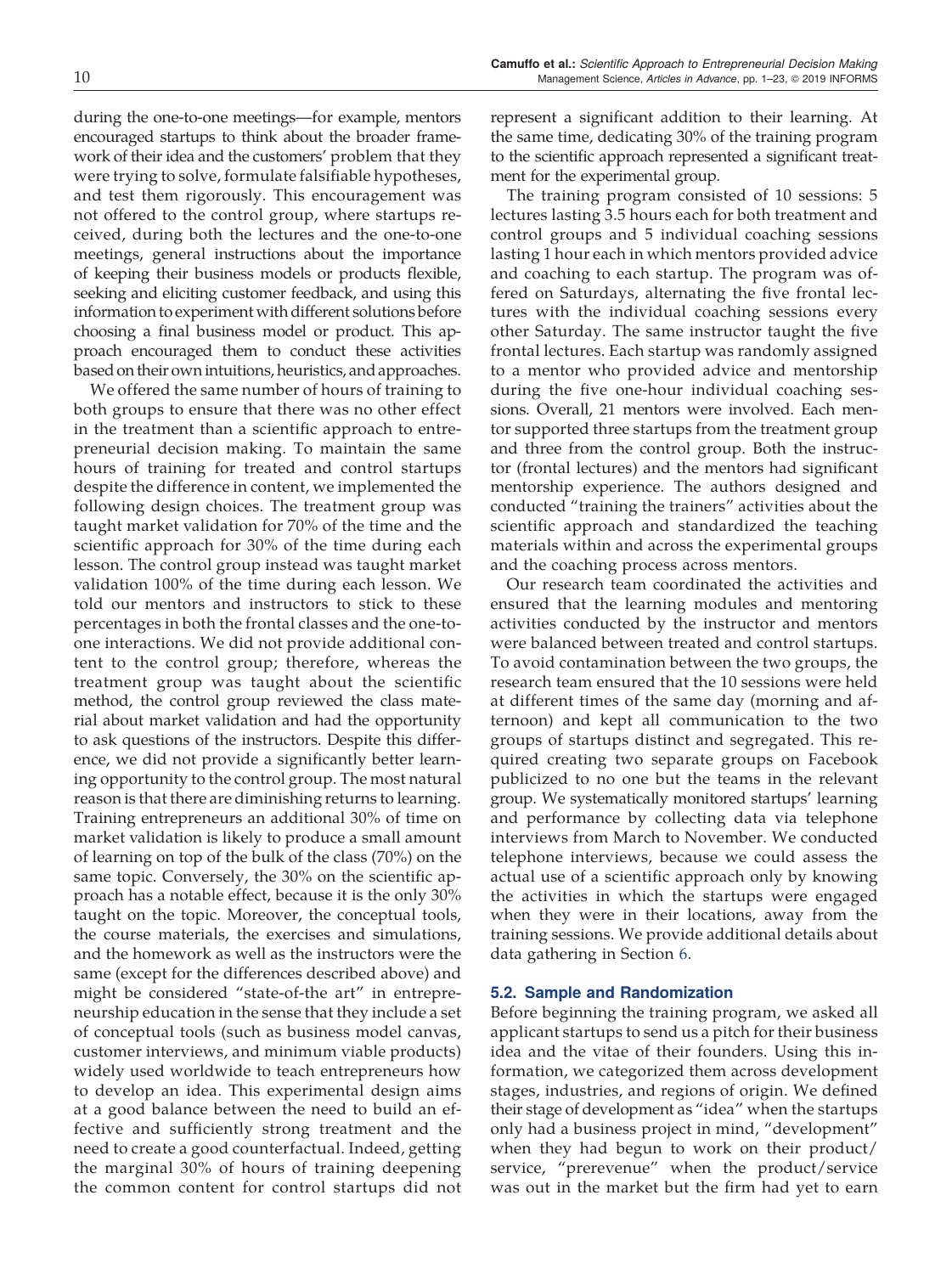during the one-to-one meetings—for example, mentors encouraged startups to think about the broader framework of their idea and the customers' problem that they were trying to solve, formulate falsifiable hypotheses, and test them rigorously. This encouragement was not offered to the control group, where startups received, during both the lectures and the one-to-one meetings, general instructions about the importance of keeping their business models or products flexible, seeking and eliciting customer feedback, and using this information to experiment with different solutions before choosing a final business model or product. This approach encouraged them to conduct these activities based on their own intuitions, heuristics, and approaches.

We offered the same number of hours of training to both groups to ensure that there was no other effect in the treatment than a scientific approach to entrepreneurial decision making. To maintain the same hours of training for treated and control startups despite the difference in content, we implemented the following design choices. The treatment group was taught market validation for 70% of the time and the scientific approach for 30% of the time during each lesson. The control group instead was taught market validation 100% of the time during each lesson. We told our mentors and instructors to stick to these percentages in both the frontal classes and the one-to-one interactions. We did not provide additional content to the control group; therefore, whereas the treatment group was taught about the scientific method, the control group reviewed the class material about market validation and had the opportunity to ask questions of the instructors. Despite this difference, we did not provide a significantly better learning opportunity to the control group. The most natural reason is that there are diminishing returns to learning. Training entrepreneurs an additional 30% of time on market validation is likely to produce a small amount of learning on top of the bulk of the class (70%) on the same topic. Conversely, the 30% on the scientific approach has a notable effect, because it is the only 30% taught on the topic. Moreover, the conceptual tools, the course materials, the exercises and simulations, and the homework as well as the instructors were the same (except for the differences described above) and might be considered "state-of-the art" in entrepreneurship education in the sense that they include a set of conceptual tools (such as business model canvas, customer interviews, and minimum viable products) widely used worldwide to teach entrepreneurs how to develop an idea. This experimental design aims at a good balance between the need to build an effective and sufficiently strong treatment and the need to create a good counterfactual. Indeed, getting the marginal 30% of hours of training deepening the common content for control startups did not represent a significant addition to their learning. At the same time, dedicating 30% of the training program to the scientific approach represented a significant treatment for the experimental group.

The training program consisted of 10 sessions: 5 lectures lasting 3.5 hours each for both treatment and control groups and 5 individual coaching sessions lasting 1 hour each in which mentors provided advice and coaching to each startup. The program was offered on Saturdays, alternating the five frontal lectures with the individual coaching sessions every other Saturday. The same instructor taught the five frontal lectures. Each startup was randomly assigned to a mentor who provided advice and mentorship during the five one-hour individual coaching sessions. Overall, 21 mentors were involved. Each mentor supported three startups from the treatment group and three from the control group. Both the instructor (frontal lectures) and the mentors had significant mentorship experience. The authors designed and conducted "training the trainers" activities about the scientific approach and standardized the teaching materials within and across the experimental groups and the coaching process across mentors.

Our research team coordinated the activities and ensured that the learning modules and mentoring activities conducted by the instructor and mentors were balanced between treated and control startups. To avoid contamination between the two groups, the research team ensured that the 10 sessions were held at different times of the same day (morning and afternoon) and kept all communication to the two groups of startups distinct and segregated. This required creating two separate groups on Facebook publicized to no one but the teams in the relevant group. We systematically monitored startups' learning and performance by collecting data via telephone interviews from March to November. We conducted telephone interviews, because we could assess the actual use of a scientific approach only by knowing the activities in which the startups were engaged when they were in their locations, away from the training sessions. We provide additional details about data gathering in Section 6.

### 5.2. Sample and Randomization

Before beginning the training program, we asked all applicant startups to send us a pitch for their business idea and the vitae of their founders. Using this information, we categorized them across development stages, industries, and regions of origin. We defined their stage of development as "idea" when the startups only had a business project in mind, "development" when they had begun to work on their product/service, "prerevenue" when the product/service was out in the market but the firm had yet to earn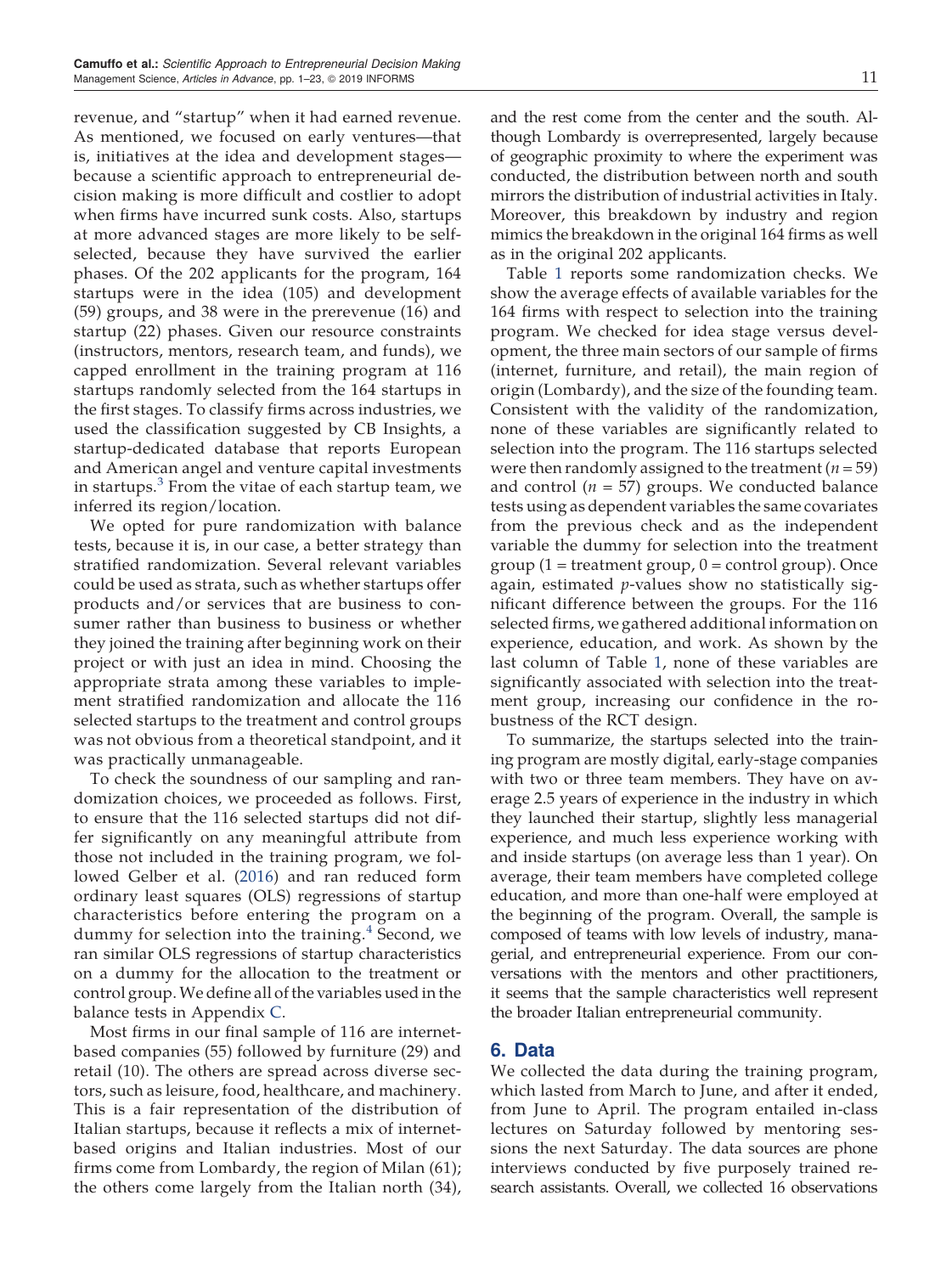revenue, and "startup" when it had earned revenue. As mentioned, we focused on early ventures—that is, initiatives at the idea and development stages—because a scientific approach to entrepreneurial decision making is more difficult and costlier to adopt when firms have incurred sunk costs. Also, startups at more advanced stages are more likely to be self-selected, because they have survived the earlier phases. Of the 202 applicants for the program, 164 startups were in the idea (105) and development (59) groups, and 38 were in the prerevenue (16) and startup (22) phases. Given our resource constraints (instructors, mentors, research team, and funds), we capped enrollment in the training program at 116 startups randomly selected from the 164 startups in the first stages. To classify firms across industries, we used the classification suggested by CB Insights, a startup-dedicated database that reports European and American angel and venture capital investments in startups.[3] From the vitae of each startup team, we inferred its region/location.

We opted for pure randomization with balance tests, because it is, in our case, a better strategy than stratified randomization. Several relevant variables could be used as strata, such as whether startups offer products and/or services that are business to consumer rather than business to business or whether they joined the training after beginning work on their project or with just an idea in mind. Choosing the appropriate strata among these variables to implement stratified randomization and allocate the 116 selected startups to the treatment and control groups was not obvious from a theoretical standpoint, and it was practically unmanageable.

To check the soundness of our sampling and randomization choices, we proceeded as follows. First, to ensure that the 116 selected startups did not differ significantly on any meaningful attribute from those not included in the training program, we followed Gelber et al. (2016) and ran reduced form ordinary least squares (OLS) regressions of startup characteristics before entering the program on a dummy for selection into the training.[4] Second, we ran similar OLS regressions of startup characteristics on a dummy for the allocation to the treatment or control group. We define all of the variables used in the balance tests in Appendix C.

Most firms in our final sample of 116 are internet-based companies (55) followed by furniture (29) and retail (10). The others are spread across diverse sectors, such as leisure, food, healthcare, and machinery. This is a fair representation of the distribution of Italian startups, because it reflects a mix of internet-based origins and Italian industries. Most of our firms come from Lombardy, the region of Milan (61); the others come largely from the Italian north (34), and the rest come from the center and the south. Although Lombardy is overrepresented, largely because of geographic proximity to where the experiment was conducted, the distribution between north and south mirrors the distribution of industrial activities in Italy. Moreover, this breakdown by industry and region mimics the breakdown in the original 164 firms as well as in the original 202 applicants.

Table 1 reports some randomization checks. We show the average effects of available variables for the 164 firms with respect to selection into the training program. We checked for idea stage versus development, the three main sectors of our sample of firms (internet, furniture, and retail), the main region of origin (Lombardy), and the size of the founding team. Consistent with the validity of the randomization, none of these variables are significantly related to selection into the program. The 116 startups selected were then randomly assigned to the treatment ($n = 59$) and control ($n = 57$) groups. We conducted balance tests using as dependent variables the same covariates from the previous check and as the independent variable the dummy for selection into the treatment group (1 = treatment group, 0 = control group). Once again, estimated $p$-values show no statistically significant difference between the groups. For the 116 selected firms, we gathered additional information on experience, education, and work. As shown by the last column of Table 1, none of these variables are significantly associated with selection into the treatment group, increasing our confidence in the robustness of the RCT design.

To summarize, the startups selected into the training program are mostly digital, early-stage companies with two or three team members. They have on average 2.5 years of experience in the industry in which they launched their startup, slightly less managerial experience, and much less experience working with and inside startups (on average less than 1 year). On average, their team members have completed college education, and more than one-half were employed at the beginning of the program. Overall, the sample is composed of teams with low levels of industry, managerial, and entrepreneurial experience. From our conversations with the mentors and other practitioners, it seems that the sample characteristics well represent the broader Italian entrepreneurial community.

## 6. Data

We collected the data during the training program, which lasted from March to June, and after it ended, from June to April. The program entailed in-class lectures on Saturday followed by mentoring sessions the next Saturday. The data sources are phone interviews conducted by five purposely trained research assistants. Overall, we collected 16 observations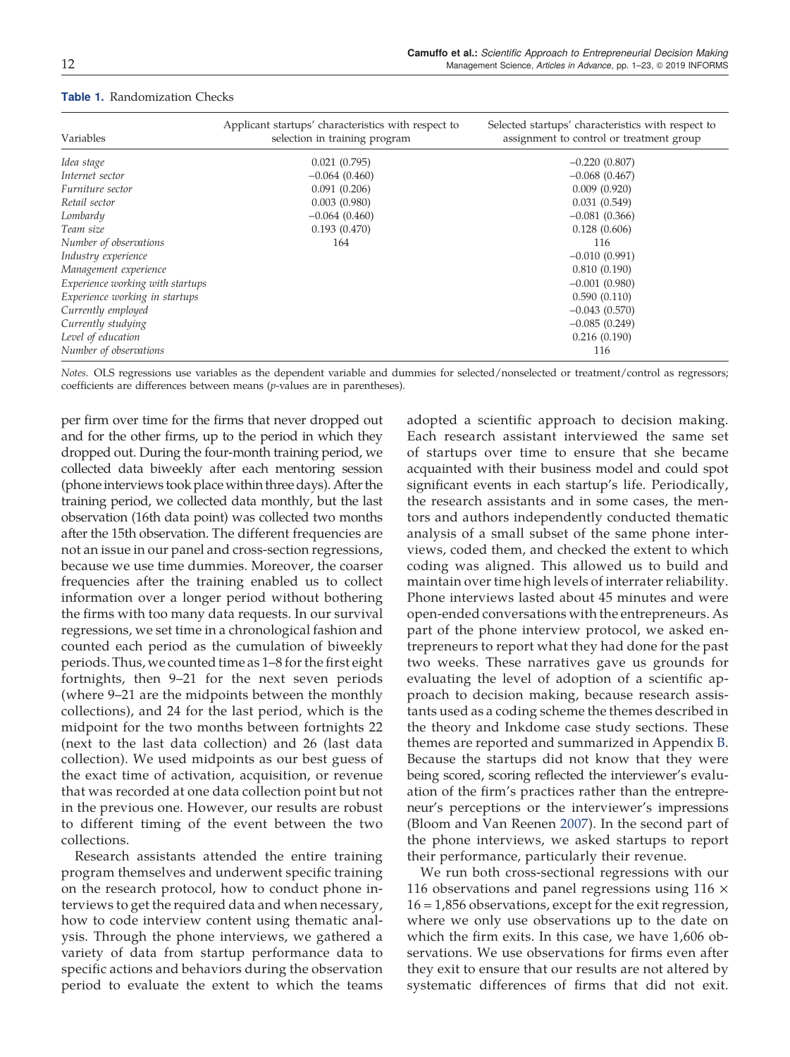**Table 1.** Randomization Checks

| Variables | Applicant startups' characteristics with respect to selection in training program | Selected startups' characteristics with respect to assignment to control or treatment group |
|---|---|---|
| *Idea stage* | 0.021 (0.795) | −0.220 (0.807) |
| *Internet sector* | −0.064 (0.460) | −0.068 (0.467) |
| *Furniture sector* | 0.091 (0.206) | 0.009 (0.920) |
| *Retail sector* | 0.003 (0.980) | 0.031 (0.549) |
| *Lombardy* | −0.064 (0.460) | −0.081 (0.366) |
| *Team size* | 0.193 (0.470) | 0.128 (0.606) |
| *Number of observations* | 164 | 116 |
| *Industry experience* | | −0.010 (0.991) |
| *Management experience* | | 0.810 (0.190) |
| *Experience working with startups* | | −0.001 (0.980) |
| *Experience working in startups* | | 0.590 (0.110) |
| *Currently employed* | | −0.043 (0.570) |
| *Currently studying* | | −0.085 (0.249) |
| *Level of education* | | 0.216 (0.190) |
| *Number of observations* | | 116 |

*Notes.* OLS regressions use variables as the dependent variable and dummies for selected/nonselected or treatment/control as regressors; coefficients are differences between means (*p*-values are in parentheses).

per firm over time for the firms that never dropped out and for the other firms, up to the period in which they dropped out. During the four-month training period, we collected data biweekly after each mentoring session (phone interviews took place within three days). After the training period, we collected data monthly, but the last observation (16th data point) was collected two months after the 15th observation. The different frequencies are not an issue in our panel and cross-section regressions, because we use time dummies. Moreover, the coarser frequencies after the training enabled us to collect information over a longer period without bothering the firms with too many data requests. In our survival regressions, we set time in a chronological fashion and counted each period as the cumulation of biweekly periods. Thus, we counted time as 1–8 for the first eight fortnights, then 9–21 for the next seven periods (where 9–21 are the midpoints between the monthly collections), and 24 for the last period, which is the midpoint for the two months between fortnights 22 (next to the last data collection) and 26 (last data collection). We used midpoints as our best guess of the exact time of activation, acquisition, or revenue that was recorded at one data collection point but not in the previous one. However, our results are robust to different timing of the event between the two collections.

Research assistants attended the entire training program themselves and underwent specific training on the research protocol, how to conduct phone interviews to get the required data and when necessary, how to code interview content using thematic analysis. Through the phone interviews, we gathered a variety of data from startup performance data to specific actions and behaviors during the observation period to evaluate the extent to which the teams adopted a scientific approach to decision making. Each research assistant interviewed the same set of startups over time to ensure that she became acquainted with their business model and could spot significant events in each startup's life. Periodically, the research assistants and in some cases, the mentors and authors independently conducted thematic analysis of a small subset of the same phone interviews, coded them, and checked the extent to which coding was aligned. This allowed us to build and maintain over time high levels of interrater reliability. Phone interviews lasted about 45 minutes and were open-ended conversations with the entrepreneurs. As part of the phone interview protocol, we asked entrepreneurs to report what they had done for the past two weeks. These narratives gave us grounds for evaluating the level of adoption of a scientific approach to decision making, because research assistants used as a coding scheme the themes described in the theory and Inkdome case study sections. These themes are reported and summarized in Appendix B. Because the startups did not know that they were being scored, scoring reflected the interviewer's evaluation of the firm's practices rather than the entrepreneur's perceptions or the interviewer's impressions (Bloom and Van Reenen 2007). In the second part of the phone interviews, we asked startups to report their performance, particularly their revenue.

We run both cross-sectional regressions with our 116 observations and panel regressions using $116 \times 16 = 1{,}856$ observations, except for the exit regression, where we only use observations up to the date on which the firm exits. In this case, we have 1,606 observations. We use observations for firms even after they exit to ensure that our results are not altered by systematic differences of firms that did not exit.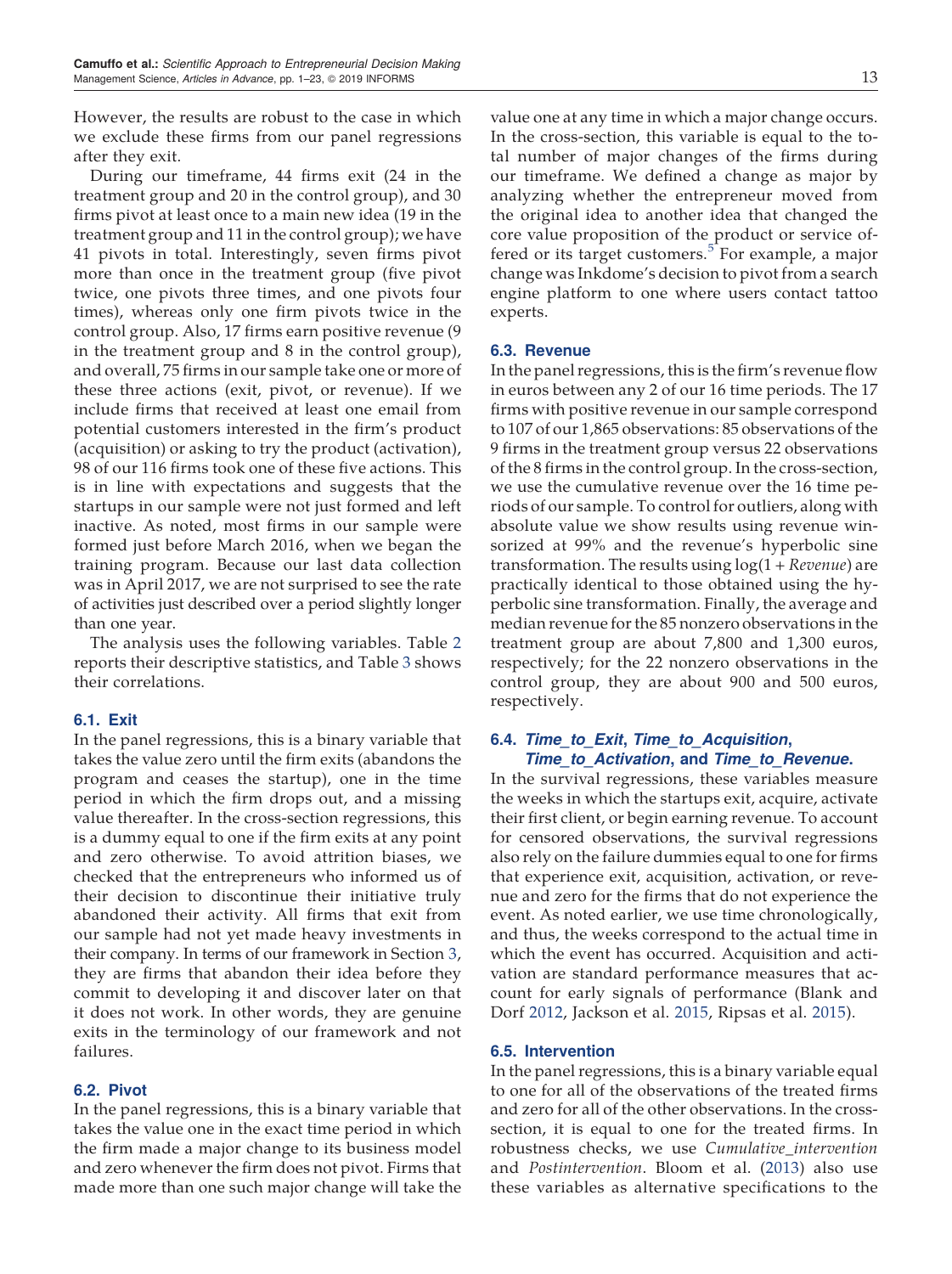However, the results are robust to the case in which we exclude these firms from our panel regressions after they exit.

During our timeframe, 44 firms exit (24 in the treatment group and 20 in the control group), and 30 firms pivot at least once to a main new idea (19 in the treatment group and 11 in the control group); we have 41 pivots in total. Interestingly, seven firms pivot more than once in the treatment group (five pivot twice, one pivots three times, and one pivots four times), whereas only one firm pivots twice in the control group. Also, 17 firms earn positive revenue (9 in the treatment group and 8 in the control group), and overall, 75 firms in our sample take one or more of these three actions (exit, pivot, or revenue). If we include firms that received at least one email from potential customers interested in the firm's product (acquisition) or asking to try the product (activation), 98 of our 116 firms took one of these five actions. This is in line with expectations and suggests that the startups in our sample were not just formed and left inactive. As noted, most firms in our sample were formed just before March 2016, when we began the training program. Because our last data collection was in April 2017, we are not surprised to see the rate of activities just described over a period slightly longer than one year.

The analysis uses the following variables. Table 2 reports their descriptive statistics, and Table 3 shows their correlations.

### 6.1. Exit

In the panel regressions, this is a binary variable that takes the value zero until the firm exits (abandons the program and ceases the startup), one in the time period in which the firm drops out, and a missing value thereafter. In the cross-section regressions, this is a dummy equal to one if the firm exits at any point and zero otherwise. To avoid attrition biases, we checked that the entrepreneurs who informed us of their decision to discontinue their initiative truly abandoned their activity. All firms that exit from our sample had not yet made heavy investments in their company. In terms of our framework in Section 3, they are firms that abandon their idea before they commit to developing it and discover later on that it does not work. In other words, they are genuine exits in the terminology of our framework and not failures.

### 6.2. Pivot

In the panel regressions, this is a binary variable that takes the value one in the exact time period in which the firm made a major change to its business model and zero whenever the firm does not pivot. Firms that made more than one such major change will take the value one at any time in which a major change occurs. In the cross-section, this variable is equal to the total number of major changes of the firms during our timeframe. We defined a change as major by analyzing whether the entrepreneur moved from the original idea to another idea that changed the core value proposition of the product or service offered or its target customers.[5] For example, a major change was Inkdome's decision to pivot from a search engine platform to one where users contact tattoo experts.

### 6.3. Revenue

In the panel regressions, this is the firm's revenue flow in euros between any 2 of our 16 time periods. The 17 firms with positive revenue in our sample correspond to 107 of our 1,865 observations: 85 observations of the 9 firms in the treatment group versus 22 observations of the 8 firms in the control group. In the cross-section, we use the cumulative revenue over the 16 time periods of our sample. To control for outliers, along with absolute value we show results using revenue winsorized at 99% and the revenue's hyperbolic sine transformation. The results using $\log(1 + Revenue)$ are practically identical to those obtained using the hyperbolic sine transformation. Finally, the average and median revenue for the 85 nonzero observations in the treatment group are about 7,800 and 1,300 euros, respectively; for the 22 nonzero observations in the control group, they are about 900 and 500 euros, respectively.

### 6.4. *Time_to_Exit*, *Time_to_Acquisition*, *Time_to_Activation*, and *Time_to_Revenue*.

In the survival regressions, these variables measure the weeks in which the startups exit, acquire, activate their first client, or begin earning revenue. To account for censored observations, the survival regressions also rely on the failure dummies equal to one for firms that experience exit, acquisition, activation, or revenue and zero for the firms that do not experience the event. As noted earlier, we use time chronologically, and thus, the weeks correspond to the actual time in which the event has occurred. Acquisition and activation are standard performance measures that account for early signals of performance (Blank and Dorf 2012, Jackson et al. 2015, Ripsas et al. 2015).

### 6.5. Intervention

In the panel regressions, this is a binary variable equal to one for all of the observations of the treated firms and zero for all of the other observations. In the cross-section, it is equal to one for the treated firms. In robustness checks, we use *Cumulative_intervention* and *Postintervention*. Bloom et al. (2013) also use these variables as alternative specifications to the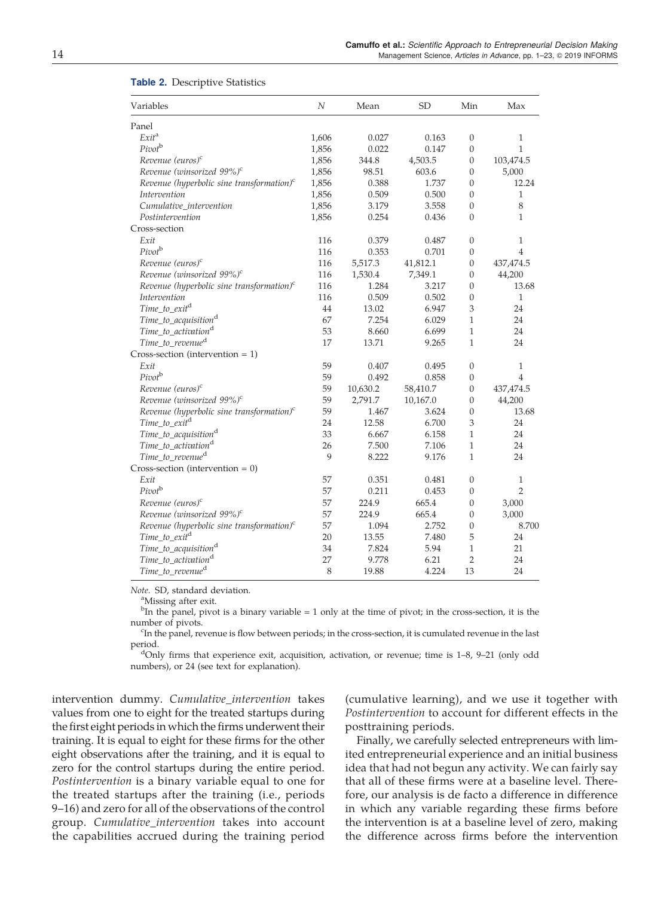**Table 2.** Descriptive Statistics

| Variables | $N$ | Mean | SD | Min | Max |
|---|---|---|---|---|---|
| Panel | | | | | |
| *Exit*[a] | 1,606 | 0.027 | 0.163 | 0 | 1 |
| *Pivot*[b] | 1,856 | 0.022 | 0.147 | 0 | 1 |
| *Revenue (euros)*[c] | 1,856 | 344.8 | 4,503.5 | 0 | 103,474.5 |
| *Revenue (winsorized 99%)*[c] | 1,856 | 98.51 | 603.6 | 0 | 5,000 |
| *Revenue (hyperbolic sine transformation)*[c] | 1,856 | 0.388 | 1.737 | 0 | 12.24 |
| *Intervention* | 1,856 | 0.509 | 0.500 | 0 | 1 |
| *Cumulative_intervention* | 1,856 | 3.179 | 3.558 | 0 | 8 |
| *Postintervention* | 1,856 | 0.254 | 0.436 | 0 | 1 |
| Cross-section | | | | | |
| *Exit* | 116 | 0.379 | 0.487 | 0 | 1 |
| *Pivot*[b] | 116 | 0.353 | 0.701 | 0 | 4 |
| *Revenue (euros)*[c] | 116 | 5,517.3 | 41,812.1 | 0 | 437,474.5 |
| *Revenue (winsorized 99%)*[c] | 116 | 1,530.4 | 7,349.1 | 0 | 44,200 |
| *Revenue (hyperbolic sine transformation)*[c] | 116 | 1.284 | 3.217 | 0 | 13.68 |
| *Intervention* | 116 | 0.509 | 0.502 | 0 | 1 |
| *Time_to_exit*[d] | 44 | 13.02 | 6.947 | 3 | 24 |
| *Time_to_acquisition*[d] | 67 | 7.254 | 6.029 | 1 | 24 |
| *Time_to_activation*[d] | 53 | 8.660 | 6.699 | 1 | 24 |
| *Time_to_revenue*[d] | 17 | 13.71 | 9.265 | 1 | 24 |
| Cross-section (intervention = 1) | | | | | |
| *Exit* | 59 | 0.407 | 0.495 | 0 | 1 |
| *Pivot*[b] | 59 | 0.492 | 0.858 | 0 | 4 |
| *Revenue (euros)*[c] | 59 | 10,630.2 | 58,410.7 | 0 | 437,474.5 |
| *Revenue (winsorized 99%)*[c] | 59 | 2,791.7 | 10,167.0 | 0 | 44,200 |
| *Revenue (hyperbolic sine transformation)*[c] | 59 | 1.467 | 3.624 | 0 | 13.68 |
| *Time_to_exit*[d] | 24 | 12.58 | 6.700 | 3 | 24 |
| *Time_to_acquisition*[d] | 33 | 6.667 | 6.158 | 1 | 24 |
| *Time_to_activation*[d] | 26 | 7.500 | 7.106 | 1 | 24 |
| *Time_to_revenue*[d] | 9 | 8.222 | 9.176 | 1 | 24 |
| Cross-section (intervention = 0) | | | | | |
| *Exit* | 57 | 0.351 | 0.481 | 0 | 1 |
| *Pivot*[b] | 57 | 0.211 | 0.453 | 0 | 2 |
| *Revenue (euros)*[c] | 57 | 224.9 | 665.4 | 0 | 3,000 |
| *Revenue (winsorized 99%)*[c] | 57 | 224.9 | 665.4 | 0 | 3,000 |
| *Revenue (hyperbolic sine transformation)*[c] | 57 | 1.094 | 2.752 | 0 | 8.700 |
| *Time_to_exit*[d] | 20 | 13.55 | 7.480 | 5 | 24 |
| *Time_to_acquisition*[d] | 34 | 7.824 | 5.94 | 1 | 21 |
| *Time_to_activation*[d] | 27 | 9.778 | 6.21 | 2 | 24 |
| *Time_to_revenue*[d] | 8 | 19.88 | 4.224 | 13 | 24 |

*Note.* SD, standard deviation.

[a]Missing after exit.

[b]In the panel, pivot is a binary variable = 1 only at the time of pivot; in the cross-section, it is the number of pivots.

[c]In the panel, revenue is flow between periods; in the cross-section, it is cumulated revenue in the last period.

[d]Only firms that experience exit, acquisition, activation, or revenue; time is 1–8, 9–21 (only odd numbers), or 24 (see text for explanation).

intervention dummy. *Cumulative_intervention* takes values from one to eight for the treated startups during the first eight periods in which the firms underwent their training. It is equal to eight for these firms for the other eight observations after the training, and it is equal to zero for the control startups during the entire period. *Postintervention* is a binary variable equal to one for the treated startups after the training (i.e., periods 9–16) and zero for all of the observations of the control group. *Cumulative_intervention* takes into account the capabilities accrued during the training period (cumulative learning), and we use it together with *Postintervention* to account for different effects in the posttraining periods.

Finally, we carefully selected entrepreneurs with limited entrepreneurial experience and an initial business idea that had not begun any activity. We can fairly say that all of these firms were at a baseline level. Therefore, our analysis is de facto a difference in difference in which any variable regarding these firms before the intervention is at a baseline level of zero, making the difference across firms before the intervention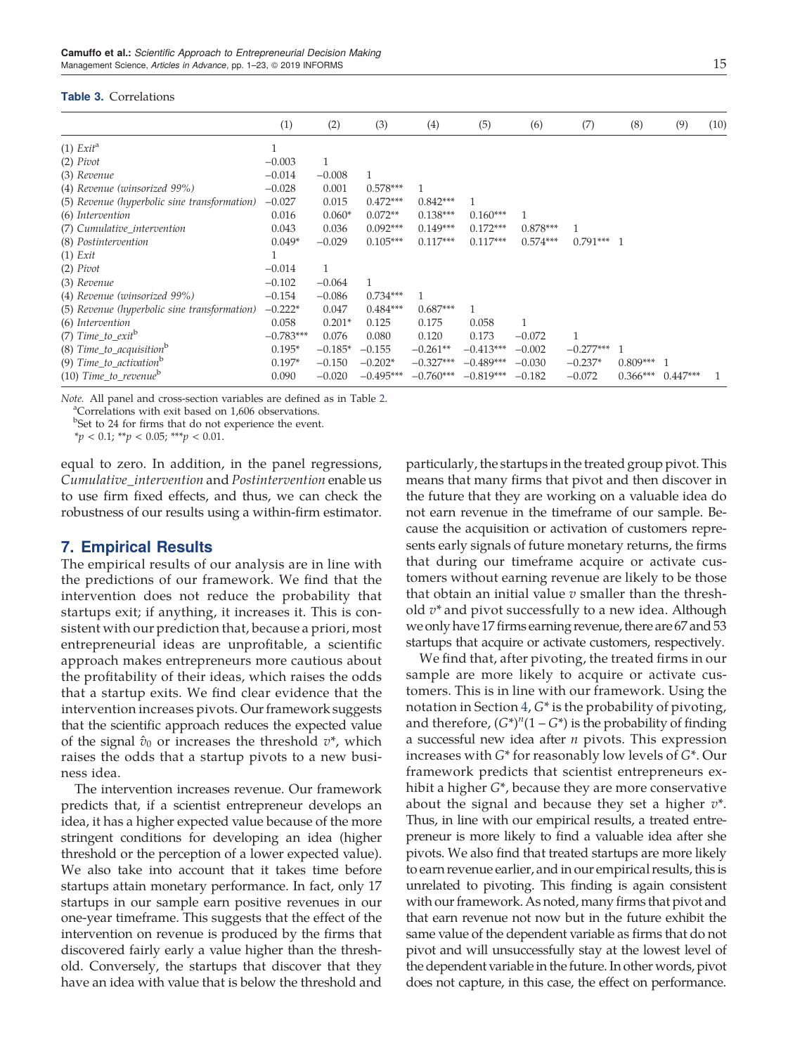**Table 3.** Correlations

| | (1) | (2) | (3) | (4) | (5) | (6) | (7) | (8) | (9) | (10) |
|---|---|---|---|---|---|---|---|---|---|---|
| (1) *Exit*[a] | 1 | | | | | | | | | |
| (2) *Pivot* | −0.003 | 1 | | | | | | | | |
| (3) *Revenue* | −0.014 | −0.008 | 1 | | | | | | | |
| (4) *Revenue (winsorized 99%)* | −0.028 | 0.001 | 0.578*** | 1 | | | | | | |
| (5) *Revenue (hyperbolic sine transformation)* | −0.027 | 0.015 | 0.472*** | 0.842*** | 1 | | | | | |
| (6) *Intervention* | 0.016 | 0.060* | 0.072** | 0.138*** | 0.160*** | 1 | | | | |
| (7) *Cumulative_intervention* | 0.043 | 0.036 | 0.092*** | 0.149*** | 0.172*** | 0.878*** | 1 | | | |
| (8) *Postintervention* | 0.049* | −0.029 | 0.105*** | 0.117*** | 0.117*** | 0.574*** | 0.791*** | 1 | | |
| (1) *Exit* | 1 | | | | | | | | | |
| (2) *Pivot* | −0.014 | 1 | | | | | | | | |
| (3) *Revenue* | −0.102 | −0.064 | 1 | | | | | | | |
| (4) *Revenue (winsorized 99%)* | −0.154 | −0.086 | 0.734*** | 1 | | | | | | |
| (5) *Revenue (hyperbolic sine transformation)* | −0.222* | 0.047 | 0.484*** | 0.687*** | 1 | | | | | |
| (6) *Intervention* | 0.058 | 0.201* | 0.125 | 0.175 | 0.058 | 1 | | | | |
| (7) *Time_to_exit*[b] | −0.783*** | 0.076 | 0.080 | 0.120 | 0.173 | −0.072 | 1 | | | |
| (8) *Time_to_acquisition*[b] | 0.195* | −0.185* | −0.155 | −0.261** | −0.413*** | −0.002 | −0.277*** | 1 | | |
| (9) *Time_to_activation*[b] | 0.197* | −0.150 | −0.202* | −0.327*** | −0.489*** | −0.030 | −0.237* | 0.809*** | 1 | |
| (10) *Time_to_revenue*[b] | 0.090 | −0.020 | −0.495*** | −0.760*** | −0.819*** | −0.182 | −0.072 | 0.366*** | 0.447*** | 1 |

*Note.* All panel and cross-section variables are defined as in Table 2.

[a]Correlations with exit based on 1,606 observations.

[b]Set to 24 for firms that do not experience the event.

*$p < 0.1$; **$p < 0.05$; ***$p < 0.01$.

equal to zero. In addition, in the panel regressions, *Cumulative_intervention* and *Postintervention* enable us to use firm fixed effects, and thus, we can check the robustness of our results using a within-firm estimator.

## 7. Empirical Results

The empirical results of our analysis are in line with the predictions of our framework. We find that the intervention does not reduce the probability that startups exit; if anything, it increases it. This is consistent with our prediction that, because a priori, most entrepreneurial ideas are unprofitable, a scientific approach makes entrepreneurs more cautious about the profitability of their ideas, which raises the odds that a startup exits. We find clear evidence that the intervention increases pivots. Our framework suggests that the scientific approach reduces the expected value of the signal $\hat{v}_0$ or increases the threshold $v^*$, which raises the odds that a startup pivots to a new business idea.

The intervention increases revenue. Our framework predicts that, if a scientist entrepreneur develops an idea, it has a higher expected value because of the more stringent conditions for developing an idea (higher threshold or the perception of a lower expected value). We also take into account that it takes time before startups attain monetary performance. In fact, only 17 startups in our sample earn positive revenues in our one-year timeframe. This suggests that the effect of the intervention on revenue is produced by the firms that discovered fairly early a value higher than the threshold. Conversely, the startups that discover that they have an idea with value that is below the threshold and particularly, the startups in the treated group pivot. This means that many firms that pivot and then discover in the future that they are working on a valuable idea do not earn revenue in the timeframe of our sample. Because the acquisition or activation of customers represents early signals of future monetary returns, the firms that during our timeframe acquire or activate customers without earning revenue are likely to be those that obtain an initial value $v$ smaller than the threshold $v^*$ and pivot successfully to a new idea. Although we only have 17 firms earning revenue, there are 67 and 53 startups that acquire or activate customers, respectively.

We find that, after pivoting, the treated firms in our sample are more likely to acquire or activate customers. This is in line with our framework. Using the notation in Section 4, $G^*$ is the probability of pivoting, and therefore, $(G^*)^n(1 - G^*)$ is the probability of finding a successful new idea after $n$ pivots. This expression increases with $G^*$ for reasonably low levels of $G^*$. Our framework predicts that scientist entrepreneurs exhibit a higher $G^*$, because they are more conservative about the signal and because they set a higher $v^*$. Thus, in line with our empirical results, a treated entrepreneur is more likely to find a valuable idea after she pivots. We also find that treated startups are more likely to earn revenue earlier, and in our empirical results, this is unrelated to pivoting. This finding is again consistent with our framework. As noted, many firms that pivot and that earn revenue not now but in the future exhibit the same value of the dependent variable as firms that do not pivot and will unsuccessfully stay at the lowest level of the dependent variable in the future. In other words, pivot does not capture, in this case, the effect on performance.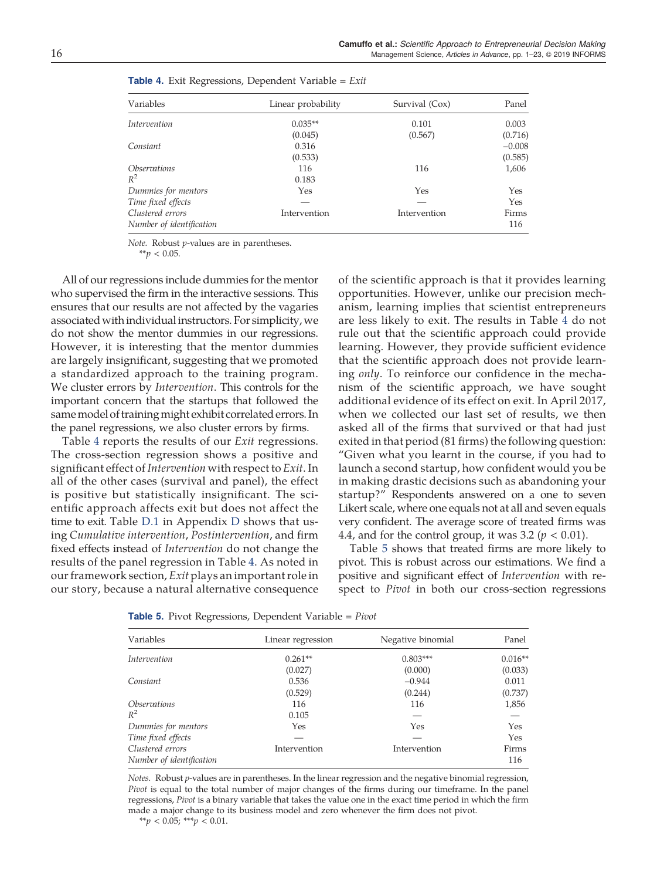**Table 4.** Exit Regressions, Dependent Variable = *Exit*

| Variables | Linear probability | Survival (Cox) | Panel |
|---|---|---|---|
| *Intervention* | 0.035** | 0.101 | 0.003 |
| | (0.045) | (0.567) | (0.716) |
| *Constant* | 0.316 | | −0.008 |
| | (0.533) | | (0.585) |
| *Observations* | 116 | 116 | 1,606 |
| $R^2$ | 0.183 | | |
| *Dummies for mentors* | Yes | Yes | Yes |
| *Time fixed effects* | — | — | Yes |
| *Clustered errors* | Intervention | Intervention | Firms |
| *Number of identification* | | | 116 |

*Note.* Robust *p*-values are in parentheses.
$^{**}p < 0.05$.

All of our regressions include dummies for the mentor who supervised the firm in the interactive sessions. This ensures that our results are not affected by the vagaries associated with individual instructors. For simplicity, we do not show the mentor dummies in our regressions. However, it is interesting that the mentor dummies are largely insignificant, suggesting that we promoted a standardized approach to the training program. We cluster errors by *Intervention*. This controls for the important concern that the startups that followed the same model of training might exhibit correlated errors. In the panel regressions, we also cluster errors by firms.

Table 4 reports the results of our *Exit* regressions. The cross-section regression shows a positive and significant effect of *Intervention* with respect to *Exit*. In all of the other cases (survival and panel), the effect is positive but statistically insignificant. The scientific approach affects exit but does not affect the time to exit. Table D.1 in Appendix D shows that using *Cumulative intervention*, *Postintervention*, and firm fixed effects instead of *Intervention* do not change the results of the panel regression in Table 4. As noted in our framework section, *Exit* plays an important role in our story, because a natural alternative consequence of the scientific approach is that it provides learning opportunities. However, unlike our precision mechanism, learning implies that scientist entrepreneurs are less likely to exit. The results in Table 4 do not rule out that the scientific approach could provide learning. However, they provide sufficient evidence that the scientific approach does not provide learning *only*. To reinforce our confidence in the mechanism of the scientific approach, we have sought additional evidence of its effect on exit. In April 2017, when we collected our last set of results, we then asked all of the firms that survived or that had just exited in that period (81 firms) the following question: "Given what you learnt in the course, if you had to launch a second startup, how confident would you be in making drastic decisions such as abandoning your startup?" Respondents answered on a one to seven Likert scale, where one equals not at all and seven equals very confident. The average score of treated firms was 4.4, and for the control group, it was 3.2 ($p < 0.01$).

Table 5 shows that treated firms are more likely to pivot. This is robust across our estimations. We find a positive and significant effect of *Intervention* with respect to *Pivot* in both our cross-section regressions

**Table 5.** Pivot Regressions, Dependent Variable = *Pivot*

| Variables | Linear regression | Negative binomial | Panel |
|---|---|---|---|
| *Intervention* | 0.261** | 0.803*** | 0.016** |
| | (0.027) | (0.000) | (0.033) |
| *Constant* | 0.536 | −0.944 | 0.011 |
| | (0.529) | (0.244) | (0.737) |
| *Observations* | 116 | 116 | 1,856 |
| $R^2$ | 0.105 | — | — |
| *Dummies for mentors* | Yes | Yes | Yes |
| *Time fixed effects* | — | — | Yes |
| *Clustered errors* | Intervention | Intervention | Firms |
| *Number of identification* | | | 116 |

*Notes.* Robust *p*-values are in parentheses. In the linear regression and the negative binomial regression, *Pivot* is equal to the total number of major changes of the firms during our timeframe. In the panel regressions, *Pivot* is a binary variable that takes the value one in the exact time period in which the firm made a major change to its business model and zero whenever the firm does not pivot.
$^{**}p < 0.05$; $^{***}p < 0.01$.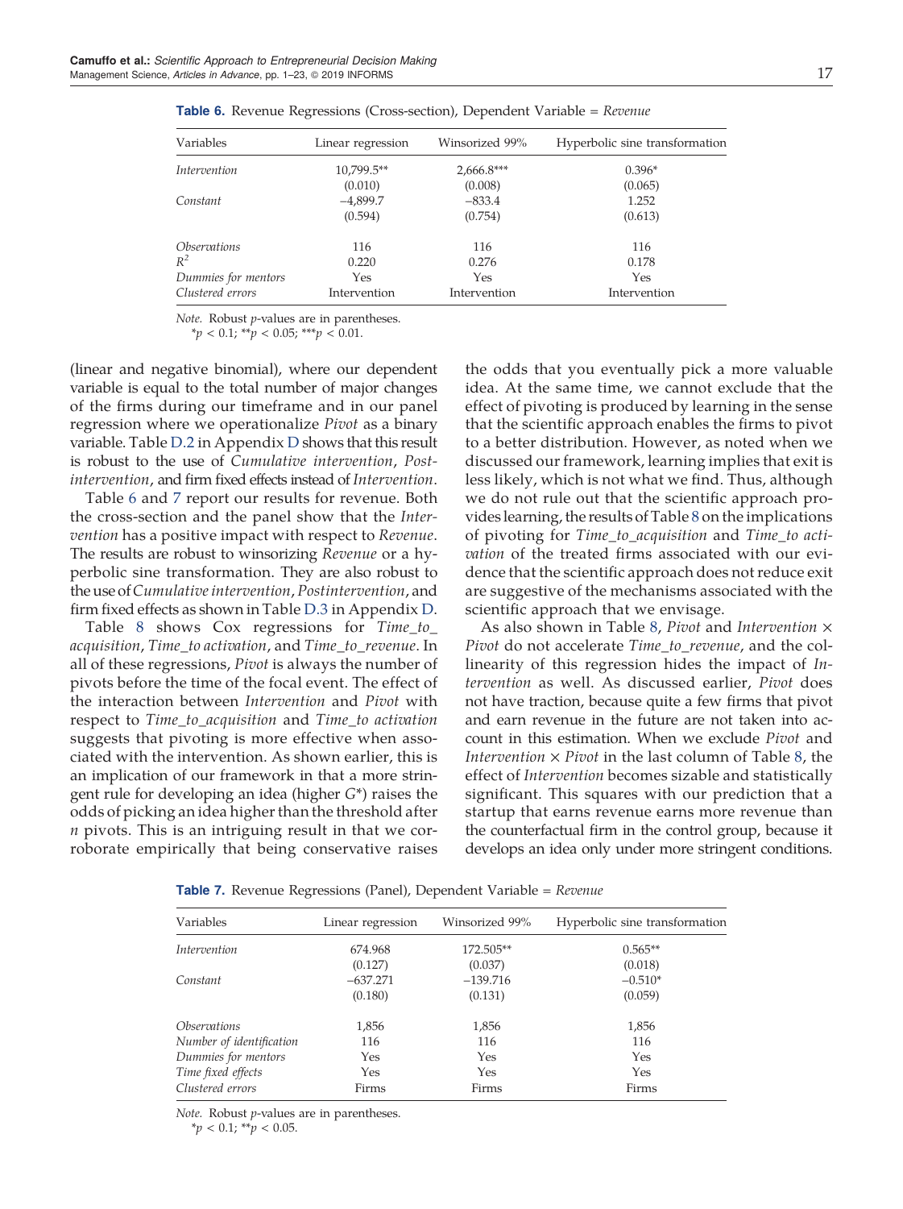**Table 6.** Revenue Regressions (Cross-section), Dependent Variable = *Revenue*

| Variables | Linear regression | Winsorized 99% | Hyperbolic sine transformation |
|---|---|---|---|
| *Intervention* | 10,799.5** | 2,666.8*** | 0.396* |
| | (0.010) | (0.008) | (0.065) |
| *Constant* | −4,899.7 | −833.4 | 1.252 |
| | (0.594) | (0.754) | (0.613) |
| *Observations* | 116 | 116 | 116 |
| $R^2$ | 0.220 | 0.276 | 0.178 |
| *Dummies for mentors* | Yes | Yes | Yes |
| *Clustered errors* | Intervention | Intervention | Intervention |

*Note.* Robust *p*-values are in parentheses.
*$p < 0.1$; **$p < 0.05$; ***$p < 0.01$.

(linear and negative binomial), where our dependent variable is equal to the total number of major changes of the firms during our timeframe and in our panel regression where we operationalize *Pivot* as a binary variable. Table D.2 in Appendix D shows that this result is robust to the use of *Cumulative intervention*, *Postintervention*, and firm fixed effects instead of *Intervention*.

Table 6 and 7 report our results for revenue. Both the cross-section and the panel show that the *Intervention* has a positive impact with respect to *Revenue*. The results are robust to winsorizing *Revenue* or a hyperbolic sine transformation. They are also robust to the use of *Cumulative intervention*, *Postintervention*, and firm fixed effects as shown in Table D.3 in Appendix D.

Table 8 shows Cox regressions for *Time_to_acquisition*, *Time_to activation*, and *Time_to_revenue*. In all of these regressions, *Pivot* is always the number of pivots before the time of the focal event. The effect of the interaction between *Intervention* and *Pivot* with respect to *Time_to_acquisition* and *Time_to activation* suggests that pivoting is more effective when associated with the intervention. As shown earlier, this is an implication of our framework in that a more stringent rule for developing an idea (higher $G^*$) raises the odds of picking an idea higher than the threshold after $n$ pivots. This is an intriguing result in that we corroborate empirically that being conservative raises the odds that you eventually pick a more valuable idea. At the same time, we cannot exclude that the effect of pivoting is produced by learning in the sense that the scientific approach enables the firms to pivot to a better distribution. However, as noted when we discussed our framework, learning implies that exit is less likely, which is not what we find. Thus, although we do not rule out that the scientific approach provides learning, the results of Table 8 on the implications of pivoting for *Time_to_acquisition* and *Time_to activation* of the treated firms associated with our evidence that the scientific approach does not reduce exit are suggestive of the mechanisms associated with the scientific approach that we envisage.

As also shown in Table 8, *Pivot* and *Intervention* × *Pivot* do not accelerate *Time_to_revenue*, and the collinearity of this regression hides the impact of *Intervention* as well. As discussed earlier, *Pivot* does not have traction, because quite a few firms that pivot and earn revenue in the future are not taken into account in this estimation. When we exclude *Pivot* and *Intervention* × *Pivot* in the last column of Table 8, the effect of *Intervention* becomes sizable and statistically significant. This squares with our prediction that a startup that earns revenue earns more revenue than the counterfactual firm in the control group, because it develops an idea only under more stringent conditions.

**Table 7.** Revenue Regressions (Panel), Dependent Variable = *Revenue*

| Variables | Linear regression | Winsorized 99% | Hyperbolic sine transformation |
|---|---|---|---|
| *Intervention* | 674.968 | 172.505** | 0.565** |
| | (0.127) | (0.037) | (0.018) |
| *Constant* | −637.271 | −139.716 | −0.510* |
| | (0.180) | (0.131) | (0.059) |
| *Observations* | 1,856 | 1,856 | 1,856 |
| *Number of identification* | 116 | 116 | 116 |
| *Dummies for mentors* | Yes | Yes | Yes |
| *Time fixed effects* | Yes | Yes | Yes |
| *Clustered errors* | Firms | Firms | Firms |

*Note.* Robust *p*-values are in parentheses.
*$p < 0.1$; **$p < 0.05$.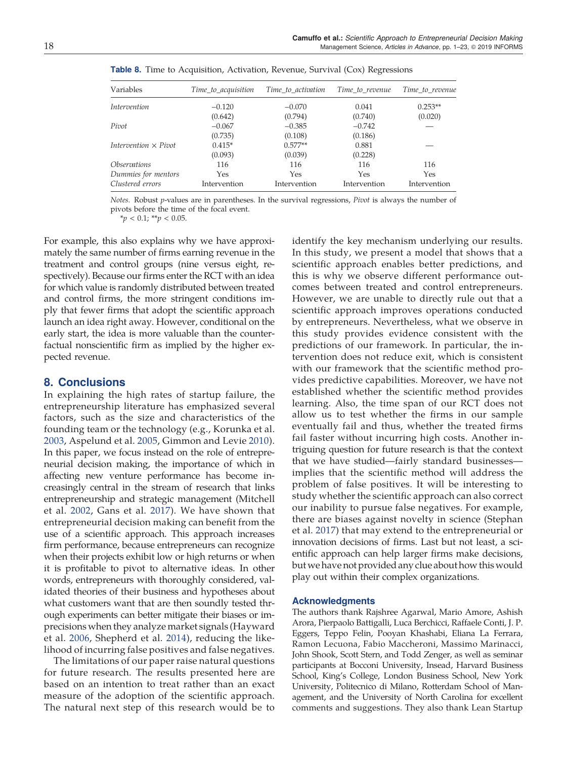**Table 8.** Time to Acquisition, Activation, Revenue, Survival (Cox) Regressions

| Variables | *Time_to_acquisition* | *Time_to_activation* | *Time_to_revenue* | *Time_to_revenue* |
|---|---|---|---|---|
| *Intervention* | −0.120 | −0.070 | 0.041 | 0.253** |
| | (0.642) | (0.794) | (0.740) | (0.020) |
| *Pivot* | −0.067 | −0.385 | −0.742 | — |
| | (0.735) | (0.108) | (0.186) | |
| *Intervention* × *Pivot* | 0.415* | 0.577** | 0.881 | — |
| | (0.093) | (0.039) | (0.228) | |
| *Observations* | 116 | 116 | 116 | 116 |
| *Dummies for mentors* | Yes | Yes | Yes | Yes |
| *Clustered errors* | Intervention | Intervention | Intervention | Intervention |

*Notes.* Robust *p*-values are in parentheses. In the survival regressions, *Pivot* is always the number of pivots before the time of the focal event.
\*$p < 0.1$; \*\*$p < 0.05$.

For example, this also explains why we have approximately the same number of firms earning revenue in the treatment and control groups (nine versus eight, respectively). Because our firms enter the RCT with an idea for which value is randomly distributed between treated and control firms, the more stringent conditions imply that fewer firms that adopt the scientific approach launch an idea right away. However, conditional on the early start, the idea is more valuable than the counterfactual nonscientific firm as implied by the higher expected revenue.

## 8. Conclusions

In explaining the high rates of startup failure, the entrepreneurship literature has emphasized several factors, such as the size and characteristics of the founding team or the technology (e.g., Korunka et al. 2003, Aspelund et al. 2005, Gimmon and Levie 2010). In this paper, we focus instead on the role of entrepreneurial decision making, the importance of which in affecting new venture performance has become increasingly central in the stream of research that links entrepreneurship and strategic management (Mitchell et al. 2002, Gans et al. 2017). We have shown that entrepreneurial decision making can benefit from the use of a scientific approach. This approach increases firm performance, because entrepreneurs can recognize when their projects exhibit low or high returns or when it is profitable to pivot to alternative ideas. In other words, entrepreneurs with thoroughly considered, validated theories of their business and hypotheses about what customers want that are then soundly tested through experiments can better mitigate their biases or imprecisions when they analyze market signals (Hayward et al. 2006, Shepherd et al. 2014), reducing the likelihood of incurring false positives and false negatives.

The limitations of our paper raise natural questions for future research. The results presented here are based on an intention to treat rather than an exact measure of the adoption of the scientific approach. The natural next step of this research would be to identify the key mechanism underlying our results. In this study, we present a model that shows that a scientific approach enables better predictions, and this is why we observe different performance outcomes between treated and control entrepreneurs. However, we are unable to directly rule out that a scientific approach improves operations conducted by entrepreneurs. Nevertheless, what we observe in this study provides evidence consistent with the predictions of our framework. In particular, the intervention does not reduce exit, which is consistent with our framework that the scientific method provides predictive capabilities. Moreover, we have not established whether the scientific method provides learning. Also, the time span of our RCT does not allow us to test whether the firms in our sample eventually fail and thus, whether the treated firms fail faster without incurring high costs. Another intriguing question for future research is that the context that we have studied—fairly standard businesses—implies that the scientific method will address the problem of false positives. It will be interesting to study whether the scientific approach can also correct our inability to pursue false negatives. For example, there are biases against novelty in science (Stephan et al. 2017) that may extend to the entrepreneurial or innovation decisions of firms. Last but not least, a scientific approach can help larger firms make decisions, but we have not provided any clue about how this would play out within their complex organizations.

### Acknowledgments

The authors thank Rajshree Agarwal, Mario Amore, Ashish Arora, Pierpaolo Battigalli, Luca Berchicci, Raffaele Conti, J. P. Eggers, Teppo Felin, Pooyan Khashabi, Eliana La Ferrara, Ramon Lecuona, Fabio Maccheroni, Massimo Marinacci, John Shook, Scott Stern, and Todd Zenger, as well as seminar participants at Bocconi University, Insead, Harvard Business School, King's College, London Business School, New York University, Politecnico di Milano, Rotterdam School of Management, and the University of North Carolina for excellent comments and suggestions. They also thank Lean Startup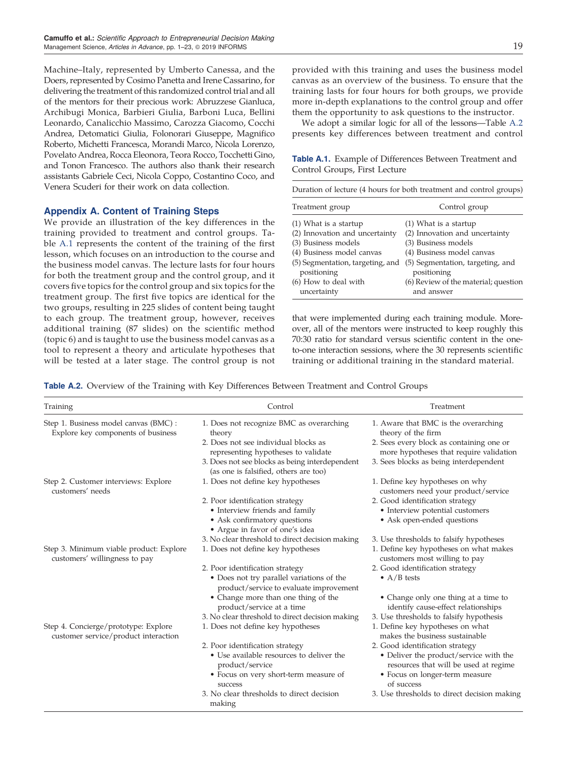Machine–Italy, represented by Umberto Canessa, and the Doers, represented by Cosimo Panetta and Irene Cassarino, for delivering the treatment of this randomized control trial and all of the mentors for their precious work: Abruzzese Gianluca, Archibugi Monica, Barbieri Giulia, Barboni Luca, Bellini Leonardo, Canalicchio Massimo, Carozza Giacomo, Cocchi Andrea, Detomatici Giulia, Folonorari Giuseppe, Magnifico Roberto, Michetti Francesca, Morandi Marco, Nicola Lorenzo, Povelato Andrea, Rocca Eleonora, Teora Rocco, Tocchetti Gino, and Tonon Francesco. The authors also thank their research assistants Gabriele Ceci, Nicola Coppo, Costantino Coco, and Venera Scuderi for their work on data collection.

## Appendix A. Content of Training Steps

We provide an illustration of the key differences in the training provided to treatment and control groups. Table A.1 represents the content of the training of the first lesson, which focuses on an introduction to the course and the business model canvas. The lecture lasts for four hours for both the treatment group and the control group, and it covers five topics for the control group and six topics for the treatment group. The first five topics are identical for the two groups, resulting in 225 slides of content being taught to each group. The treatment group, however, receives additional training (87 slides) on the scientific method (topic 6) and is taught to use the business model canvas as a tool to represent a theory and articulate hypotheses that will be tested at a later stage. The control group is not provided with this training and uses the business model canvas as an overview of the business. To ensure that the training lasts for four hours for both groups, we provide more in-depth explanations to the control group and offer them the opportunity to ask questions to the instructor.

We adopt a similar logic for all of the lessons—Table A.2 presents key differences between treatment and control that were implemented during each training module. Moreover, all of the mentors were instructed to keep roughly this 70:30 ratio for standard versus scientific content in the one-to-one interaction sessions, where the 30 represents scientific training or additional training in the standard material.

**Table A.1.** Example of Differences Between Treatment and Control Groups, First Lecture

| Duration of lecture (4 hours for both treatment and control groups) | |
|---|---|
| **Treatment group** | **Control group** |
| (1) What is a startup | (1) What is a startup |
| (2) Innovation and uncertainty | (2) Innovation and uncertainty |
| (3) Business models | (3) Business models |
| (4) Business model canvas | (4) Business model canvas |
| (5) Segmentation, targeting, and positioning | (5) Segmentation, targeting, and positioning |
| (6) How to deal with uncertainty | (6) Review of the material; question and answer |

**Table A.2.** Overview of the Training with Key Differences Between Treatment and Control Groups

| Training | Control | Treatment |
|---|---|---|
| Step 1. Business model canvas (BMC) : Explore key components of business | 1. Does not recognize BMC as overarching theory | 1. Aware that BMC is the overarching theory of the firm |
| | 2. Does not see individual blocks as representing hypotheses to validate | 2. Sees every block as containing one or more hypotheses that require validation |
| | 3. Does not see blocks as being interdependent (as one is falsified, others are too) | 3. Sees blocks as being interdependent |
| Step 2. Customer interviews: Explore customers' needs | 1. Does not define key hypotheses | 1. Define key hypotheses on why customers need your product/service |
| | 2. Poor identification strategy<br>• Interview friends and family<br>• Ask confirmatory questions<br>• Argue in favor of one's idea | 2. Good identification strategy<br>• Interview potential customers<br>• Ask open-ended questions |
| | 3. No clear threshold to direct decision making | 3. Use thresholds to falsify hypotheses |
| Step 3. Minimum viable product: Explore customers' willingness to pay | 1. Does not define key hypotheses | 1. Define key hypotheses on what makes customers most willing to pay |
| | 2. Poor identification strategy<br>• Does not try parallel variations of the product/service to evaluate improvement<br>• Change more than one thing of the product/service at a time | 2. Good identification strategy<br>• A/B tests<br>• Change only one thing at a time to identify cause-effect relationships |
| | 3. No clear threshold to direct decision making | 3. Use thresholds to falsify hypothesis |
| Step 4. Concierge/prototype: Explore customer service/product interaction | 1. Does not define key hypotheses | 1. Define key hypotheses on what makes the business sustainable |
| | 2. Poor identification strategy<br>• Use available resources to deliver the product/service<br>• Focus on very short-term measure of success | 2. Good identification strategy<br>• Deliver the product/service with the resources that will be used at regime<br>• Focus on longer-term measure of success |
| | 3. No clear thresholds to direct decision making | 3. Use thresholds to direct decision making |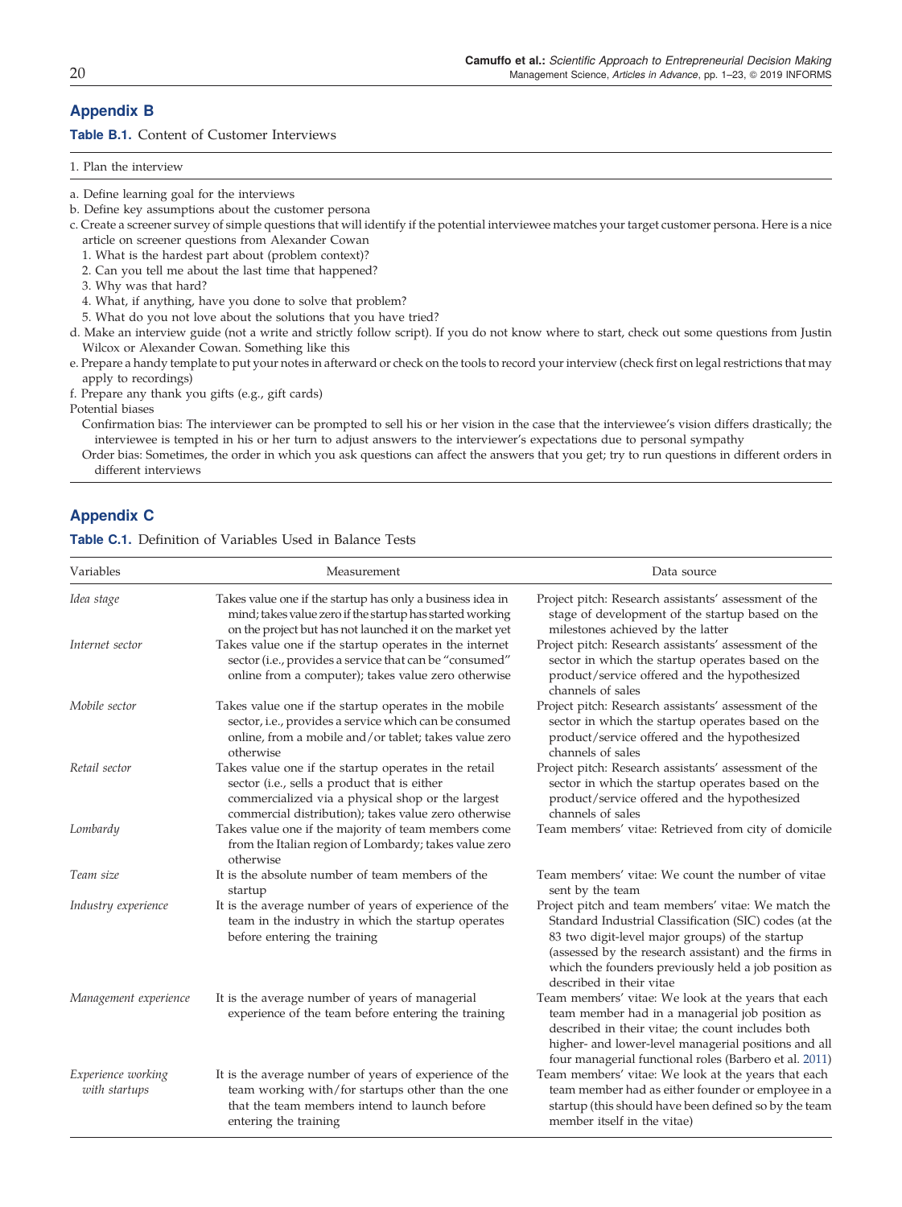## Appendix B

**Table B.1.** Content of Customer Interviews

1. Plan the interview

a. Define learning goal for the interviews
b. Define key assumptions about the customer persona
c. Create a screener survey of simple questions that will identify if the potential interviewee matches your target customer persona. Here is a nice article on screener questions from Alexander Cowan
  1. What is the hardest part about (problem context)?
  2. Can you tell me about the last time that happened?
  3. Why was that hard?
  4. What, if anything, have you done to solve that problem?
  5. What do you not love about the solutions that you have tried?
d. Make an interview guide (not a write and strictly follow script). If you do not know where to start, check out some questions from Justin Wilcox or Alexander Cowan. Something like this
e. Prepare a handy template to put your notes in afterward or check on the tools to record your interview (check first on legal restrictions that may apply to recordings)
f. Prepare any thank you gifts (e.g., gift cards)

Potential biases

Confirmation bias: The interviewer can be prompted to sell his or her vision in the case that the interviewee's vision differs drastically; the interviewee is tempted in his or her turn to adjust answers to the interviewer's expectations due to personal sympathy

Order bias: Sometimes, the order in which you ask questions can affect the answers that you get; try to run questions in different orders in different interviews

## Appendix C

**Table C.1.** Definition of Variables Used in Balance Tests

| Variables | Measurement | Data source |
|---|---|---|
| *Idea stage* | Takes value one if the startup has only a business idea in mind; takes value zero if the startup has started working on the project but has not launched it on the market yet | Project pitch: Research assistants' assessment of the stage of development of the startup based on the milestones achieved by the latter |
| *Internet sector* | Takes value one if the startup operates in the internet sector (i.e., provides a service that can be "consumed" online from a computer); takes value zero otherwise | Project pitch: Research assistants' assessment of the sector in which the startup operates based on the product/service offered and the hypothesized channels of sales |
| *Mobile sector* | Takes value one if the startup operates in the mobile sector, i.e., provides a service which can be consumed online, from a mobile and/or tablet; takes value zero otherwise | Project pitch: Research assistants' assessment of the sector in which the startup operates based on the product/service offered and the hypothesized channels of sales |
| *Retail sector* | Takes value one if the startup operates in the retail sector (i.e., sells a product that is either commercialized via a physical shop or the largest commercial distribution); takes value zero otherwise | Project pitch: Research assistants' assessment of the sector in which the startup operates based on the product/service offered and the hypothesized channels of sales |
| *Lombardy* | Takes value one if the majority of team members come from the Italian region of Lombardy; takes value zero otherwise | Team members' vitae: Retrieved from city of domicile |
| *Team size* | It is the absolute number of team members of the startup | Team members' vitae: We count the number of vitae sent by the team |
| *Industry experience* | It is the average number of years of experience of the team in the industry in which the startup operates before entering the training | Project pitch and team members' vitae: We match the Standard Industrial Classification (SIC) codes (at the 83 two digit-level major groups) of the startup (assessed by the research assistant) and the firms in which the founders previously held a job position as described in their vitae |
| *Management experience* | It is the average number of years of managerial experience of the team before entering the training | Team members' vitae: We look at the years that each team member had in a managerial job position as described in their vitae; the count includes both higher- and lower-level managerial positions and all four managerial functional roles (Barbero et al. 2011) |
| *Experience working with startups* | It is the average number of years of experience of the team working with/for startups other than the one that the team members intend to launch before entering the training | Team members' vitae: We look at the years that each team member had as either founder or employee in a startup (this should have been defined so by the team member itself in the vitae) |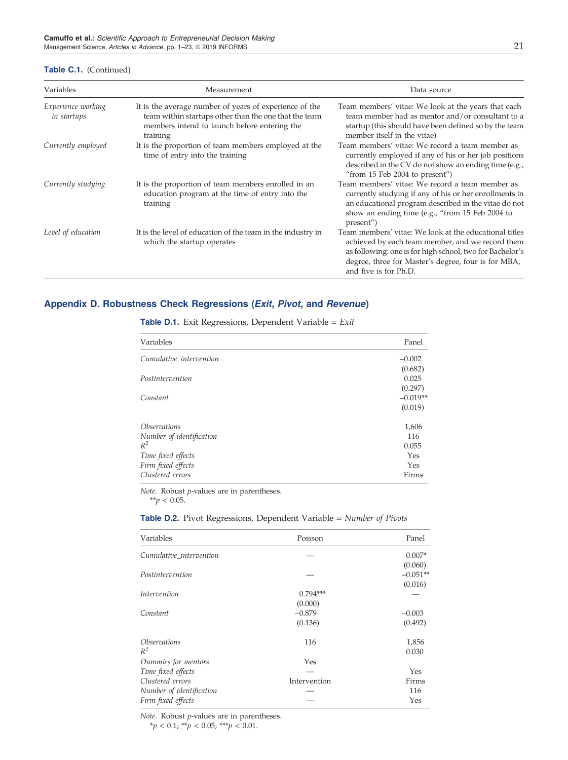**Table C.1.** (Continued)

| Variables | Measurement | Data source |
|---|---|---|
| *Experience working in startups* | It is the average number of years of experience of the team within startups other than the one that the team members intend to launch before entering the training | Team members' vitae: We look at the years that each team member had as mentor and/or consultant to a startup (this should have been defined so by the team member itself in the vitae) |
| *Currently employed* | It is the proportion of team members employed at the time of entry into the training | Team members' vitae: We record a team member as currently employed if any of his or her job positions described in the CV do not show an ending time (e.g., "from 15 Feb 2004 to present") |
| *Currently studying* | It is the proportion of team members enrolled in an education program at the time of entry into the training | Team members' vitae: We record a team member as currently studying if any of his or her enrollments in an educational program described in the vitae do not show an ending time (e.g., "from 15 Feb 2004 to present") |
| *Level of education* | It is the level of education of the team in the industry in which the startup operates | Team members' vitae: We look at the educational titles achieved by each team member, and we record them as following: one is for high school, two for Bachelor's degree, three for Master's degree, four is for MBA, and five is for Ph.D. |

## Appendix D. Robustness Check Regressions (*Exit*, *Pivot*, and *Revenue*)

**Table D.1.** Exit Regressions, Dependent Variable = *Exit*

| Variables | Panel |
|---|---|
| *Cumulative_intervention* | −0.002 |
| | (0.682) |
| *Postintervention* | 0.025 |
| | (0.297) |
| *Constant* | −0.019** |
| | (0.019) |
| *Observations* | 1,606 |
| *Number of identification* | 116 |
| $R^2$ | 0.055 |
| *Time fixed effects* | Yes |
| *Firm fixed effects* | Yes |
| *Clustered errors* | Firms |

*Note.* Robust *p*-values are in parentheses.
**$p < 0.05$.

**Table D.2.** Pivot Regressions, Dependent Variable = *Number of Pivots*

| Variables | Poisson | Panel |
|---|---|---|
| *Cumulative_intervention* | — | 0.007* |
| | | (0.060) |
| *Postintervention* | — | −0.051** |
| | | (0.016) |
| *Intervention* | 0.794*** | — |
| | (0.000) | |
| *Constant* | −0.879 | −0.003 |
| | (0.136) | (0.492) |
| *Observations* | 116 | 1,856 |
| $R^2$ | | 0.030 |
| *Dummies for mentors* | Yes | |
| *Time fixed effects* | — | Yes |
| *Clustered errors* | Intervention | Firms |
| *Number of identification* | — | 116 |
| *Firm fixed effects* | — | Yes |

*Note.* Robust *p*-values are in parentheses.
*$p < 0.1$; **$p < 0.05$; ***$p < 0.01$.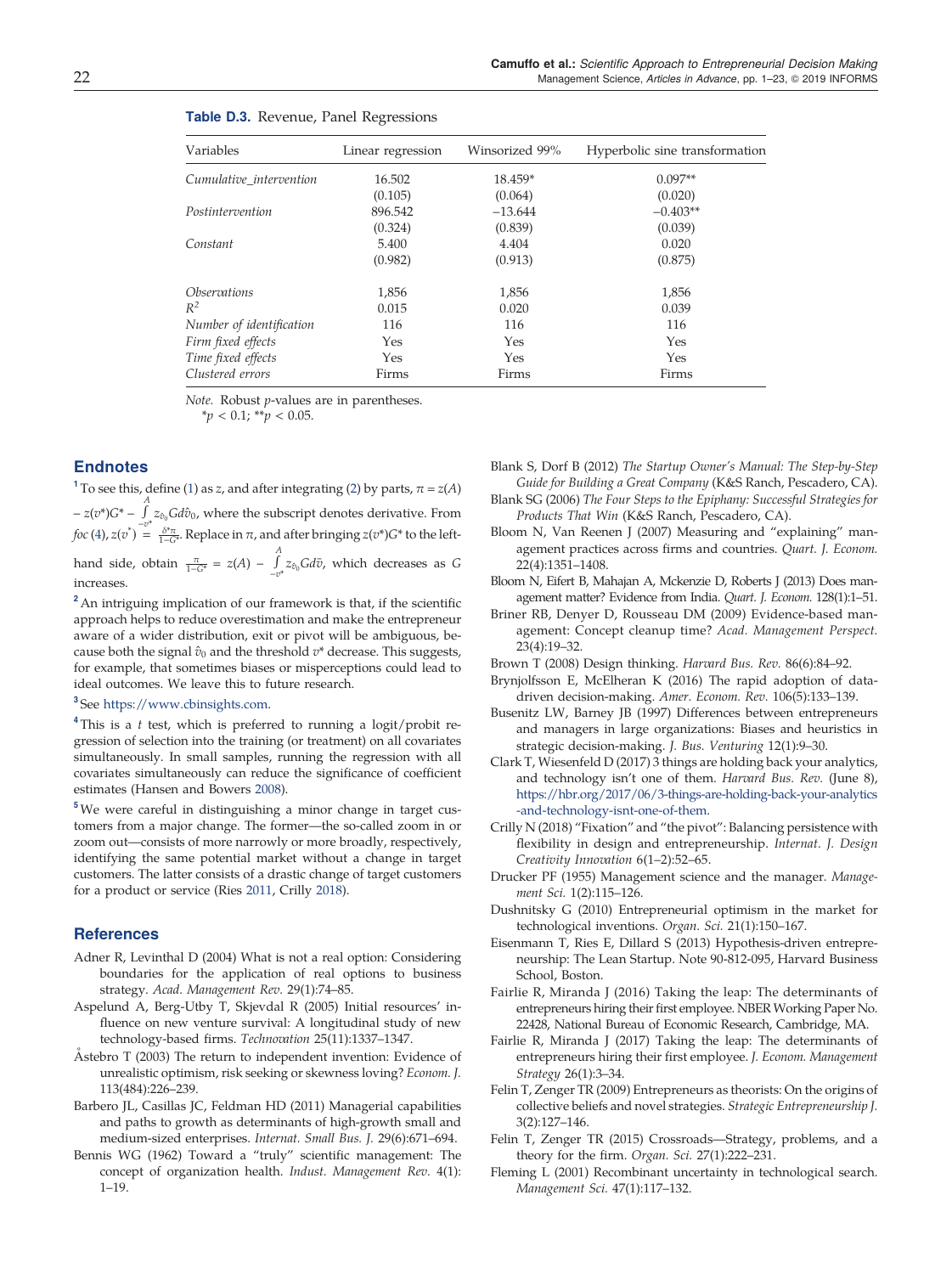**Table D.3.** Revenue, Panel Regressions

| Variables | Linear regression | Winsorized 99% | Hyperbolic sine transformation |
|---|---|---|---|
| *Cumulative_intervention* | 16.502 | 18.459* | 0.097** |
| | (0.105) | (0.064) | (0.020) |
| *Postintervention* | 896.542 | −13.644 | −0.403** |
| | (0.324) | (0.839) | (0.039) |
| *Constant* | 5.400 | 4.404 | 0.020 |
| | (0.982) | (0.913) | (0.875) |
| *Observations* | 1,856 | 1,856 | 1,856 |
| $R^2$ | 0.015 | 0.020 | 0.039 |
| *Number of identification* | 116 | 116 | 116 |
| *Firm fixed effects* | Yes | Yes | Yes |
| *Time fixed effects* | Yes | Yes | Yes |
| *Clustered errors* | Firms | Firms | Firms |

*Note.* Robust *p*-values are in parentheses.
$^*p < 0.1$; $^{**}p < 0.05$.

## Endnotes

[1] To see this, define (1) as $z$, and after integrating (2) by parts, $\pi = z(A) - z(v^*)G^* - \int_{-v^*}^{A} z_{\hat{v}_0} G d\hat{v}_0$, where the subscript denotes derivative. From *foc* (4), $z(v^*) = \frac{\delta^* \pi}{1 - G^*}$. Replace in $\pi$, and after bringing $z(v^*)G^*$ to the left-hand side, obtain $\frac{\pi}{1-G^*} = z(A) - \int_{-v^*}^{A} z_{\hat{v}_0} G d\bar{v}$, which decreases as $G$ increases.

[2] An intriguing implication of our framework is that, if the scientific approach helps to reduce overestimation and make the entrepreneur aware of a wider distribution, exit or pivot will be ambiguous, because both the signal $\hat{v}_0$ and the threshold $v^*$ decrease. This suggests, for example, that sometimes biases or misperceptions could lead to ideal outcomes. We leave this to future research.

[3] See https://www.cbinsights.com.

[4] This is a *t* test, which is preferred to running a logit/probit regression of selection into the training (or treatment) on all covariates simultaneously. In small samples, running the regression with all covariates simultaneously can reduce the significance of coefficient estimates (Hansen and Bowers 2008).

[5] We were careful in distinguishing a minor change in target customers from a major change. The former—the so-called zoom in or zoom out—consists of more narrowly or more broadly, respectively, identifying the same potential market without a change in target customers. The latter consists of a drastic change of target customers for a product or service (Ries 2011, Crilly 2018).

## References

Adner R, Levinthal D (2004) What is not a real option: Considering boundaries for the application of real options to business strategy. *Acad. Management Rev.* 29(1):74–85.

Aspelund A, Berg-Utby T, Skjevdal R (2005) Initial resources' influence on new venture survival: A longitudinal study of new technology-based firms. *Technovation* 25(11):1337–1347.

Åstebro T (2003) The return to independent invention: Evidence of unrealistic optimism, risk seeking or skewness loving? *Econom. J.* 113(484):226–239.

Barbero JL, Casillas JC, Feldman HD (2011) Managerial capabilities and paths to growth as determinants of high-growth small and medium-sized enterprises. *Internat. Small Bus. J.* 29(6):671–694.

Bennis WG (1962) Toward a "truly" scientific management: The concept of organization health. *Indust. Management Rev.* 4(1):1–19.

Blank S, Dorf B (2012) *The Startup Owner's Manual: The Step-by-Step Guide for Building a Great Company* (K&S Ranch, Pescadero, CA).

Blank SG (2006) *The Four Steps to the Epiphany: Successful Strategies for Products That Win* (K&S Ranch, Pescadero, CA).

Bloom N, Van Reenen J (2007) Measuring and "explaining" management practices across firms and countries. *Quart. J. Econom.* 22(4):1351–1408.

Bloom N, Eifert B, Mahajan A, Mckenzie D, Roberts J (2013) Does management matter? Evidence from India. *Quart. J. Econom.* 128(1):1–51.

Briner RB, Denyer D, Rousseau DM (2009) Evidence-based management: Concept cleanup time? *Acad. Management Perspect.* 23(4):19–32.

Brown T (2008) Design thinking. *Harvard Bus. Rev.* 86(6):84–92.

Brynjolfsson E, McElheran K (2016) The rapid adoption of data-driven decision-making. *Amer. Econom. Rev.* 106(5):133–139.

Busenitz LW, Barney JB (1997) Differences between entrepreneurs and managers in large organizations: Biases and heuristics in strategic decision-making. *J. Bus. Venturing* 12(1):9–30.

Clark T, Wiesenfeld D (2017) 3 things are holding back your analytics, and technology isn't one of them. *Harvard Bus. Rev.* (June 8), https://hbr.org/2017/06/3-things-are-holding-back-your-analytics-and-technology-isnt-one-of-them.

Crilly N (2018) "Fixation" and "the pivot": Balancing persistence with flexibility in design and entrepreneurship. *Internat. J. Design Creativity Innovation* 6(1–2):52–65.

Drucker PF (1955) Management science and the manager. *Management Sci.* 1(2):115–126.

Dushnitsky G (2010) Entrepreneurial optimism in the market for technological inventions. *Organ. Sci.* 21(1):150–167.

Eisenmann T, Ries E, Dillard S (2013) Hypothesis-driven entrepreneurship: The Lean Startup. Note 90-812-095, Harvard Business School, Boston.

Fairlie R, Miranda J (2016) Taking the leap: The determinants of entrepreneurs hiring their first employee. NBER Working Paper No. 22428, National Bureau of Economic Research, Cambridge, MA.

Fairlie R, Miranda J (2017) Taking the leap: The determinants of entrepreneurs hiring their first employee. *J. Econom. Management Strategy* 26(1):3–34.

Felin T, Zenger TR (2009) Entrepreneurs as theorists: On the origins of collective beliefs and novel strategies. *Strategic Entrepreneurship J.* 3(2):127–146.

Felin T, Zenger TR (2015) Crossroads—Strategy, problems, and a theory for the firm. *Organ. Sci.* 27(1):222–231.

Fleming L (2001) Recombinant uncertainty in technological search. *Management Sci.* 47(1):117–132.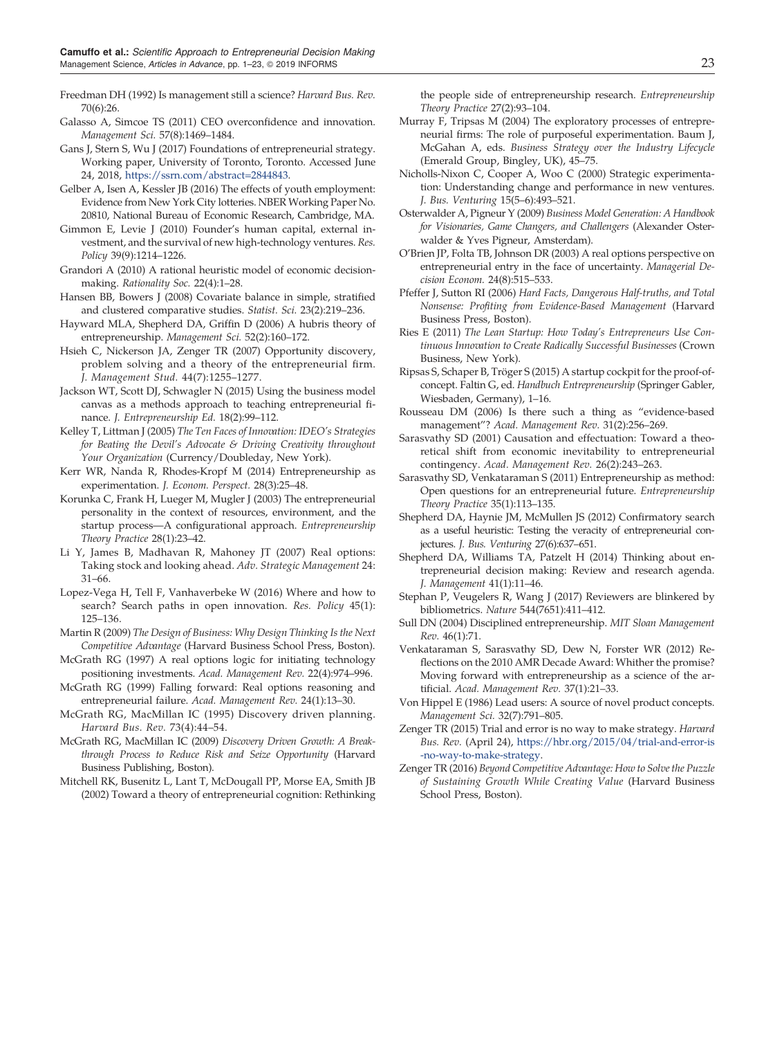Freedman DH (1992) Is management still a science? *Harvard Bus. Rev.* 70(6):26.

Galasso A, Simcoe TS (2011) CEO overconfidence and innovation. *Management Sci.* 57(8):1469–1484.

Gans J, Stern S, Wu J (2017) Foundations of entrepreneurial strategy. Working paper, University of Toronto, Toronto. Accessed June 24, 2018, https://ssrn.com/abstract=2844843.

Gelber A, Isen A, Kessler JB (2016) The effects of youth employment: Evidence from New York City lotteries. NBER Working Paper No. 20810, National Bureau of Economic Research, Cambridge, MA.

Gimmon E, Levie J (2010) Founder's human capital, external investment, and the survival of new high-technology ventures. *Res. Policy* 39(9):1214–1226.

Grandori A (2010) A rational heuristic model of economic decision-making. *Rationality Soc.* 22(4):1–28.

Hansen BB, Bowers J (2008) Covariate balance in simple, stratified and clustered comparative studies. *Statist. Sci.* 23(2):219–236.

Hayward MLA, Shepherd DA, Griffin D (2006) A hubris theory of entrepreneurship. *Management Sci.* 52(2):160–172.

Hsieh C, Nickerson JA, Zenger TR (2007) Opportunity discovery, problem solving and a theory of the entrepreneurial firm. *J. Management Stud.* 44(7):1255–1277.

Jackson WT, Scott DJ, Schwagler N (2015) Using the business model canvas as a methods approach to teaching entrepreneurial finance. *J. Entrepreneurship Ed.* 18(2):99–112.

Kelley T, Littman J (2005) *The Ten Faces of Innovation: IDEO's Strategies for Beating the Devil's Advocate & Driving Creativity throughout Your Organization* (Currency/Doubleday, New York).

Kerr WR, Nanda R, Rhodes-Kropf M (2014) Entrepreneurship as experimentation. *J. Econom. Perspect.* 28(3):25–48.

Korunka C, Frank H, Lueger M, Mugler J (2003) The entrepreneurial personality in the context of resources, environment, and the startup process—A configurational approach. *Entrepreneurship Theory Practice* 28(1):23–42.

Li Y, James B, Madhavan R, Mahoney JT (2007) Real options: Taking stock and looking ahead. *Adv. Strategic Management* 24: 31–66.

Lopez-Vega H, Tell F, Vanhaverbeke W (2016) Where and how to search? Search paths in open innovation. *Res. Policy* 45(1): 125–136.

Martin R (2009) *The Design of Business: Why Design Thinking Is the Next Competitive Advantage* (Harvard Business School Press, Boston).

McGrath RG (1997) A real options logic for initiating technology positioning investments. *Acad. Management Rev.* 22(4):974–996.

McGrath RG (1999) Falling forward: Real options reasoning and entrepreneurial failure. *Acad. Management Rev.* 24(1):13–30.

McGrath RG, MacMillan IC (1995) Discovery driven planning. *Harvard Bus. Rev.* 73(4):44–54.

McGrath RG, MacMillan IC (2009) *Discovery Driven Growth: A Breakthrough Process to Reduce Risk and Seize Opportunity* (Harvard Business Publishing, Boston).

Mitchell RK, Busenitz L, Lant T, McDougall PP, Morse EA, Smith JB (2002) Toward a theory of entrepreneurial cognition: Rethinking the people side of entrepreneurship research. *Entrepreneurship Theory Practice* 27(2):93–104.

Murray F, Tripsas M (2004) The exploratory processes of entrepreneurial firms: The role of purposeful experimentation. Baum J, McGahan A, eds. *Business Strategy over the Industry Lifecycle* (Emerald Group, Bingley, UK), 45–75.

Nicholls-Nixon C, Cooper A, Woo C (2000) Strategic experimentation: Understanding change and performance in new ventures. *J. Bus. Venturing* 15(5–6):493–521.

Osterwalder A, Pigneur Y (2009) *Business Model Generation: A Handbook for Visionaries, Game Changers, and Challengers* (Alexander Osterwalder & Yves Pigneur, Amsterdam).

O'Brien JP, Folta TB, Johnson DR (2003) A real options perspective on entrepreneurial entry in the face of uncertainty. *Managerial Decision Econom.* 24(8):515–533.

Pfeffer J, Sutton RI (2006) *Hard Facts, Dangerous Half-truths, and Total Nonsense: Profiting from Evidence-Based Management* (Harvard Business Press, Boston).

Ries E (2011) *The Lean Startup: How Today's Entrepreneurs Use Continuous Innovation to Create Radically Successful Businesses* (Crown Business, New York).

Ripsas S, Schaper B, Tröger S (2015) A startup cockpit for the proof-of-concept. Faltin G, ed. *Handbuch Entrepreneurship* (Springer Gabler, Wiesbaden, Germany), 1–16.

Rousseau DM (2006) Is there such a thing as "evidence-based management"? *Acad. Management Rev.* 31(2):256–269.

Sarasvathy SD (2001) Causation and effectuation: Toward a theoretical shift from economic inevitability to entrepreneurial contingency. *Acad. Management Rev.* 26(2):243–263.

Sarasvathy SD, Venkataraman S (2011) Entrepreneurship as method: Open questions for an entrepreneurial future. *Entrepreneurship Theory Practice* 35(1):113–135.

Shepherd DA, Haynie JM, McMullen JS (2012) Confirmatory search as a useful heuristic: Testing the veracity of entrepreneurial conjectures. *J. Bus. Venturing* 27(6):637–651.

Shepherd DA, Williams TA, Patzelt H (2014) Thinking about entrepreneurial decision making: Review and research agenda. *J. Management* 41(1):11–46.

Stephan P, Veugelers R, Wang J (2017) Reviewers are blinkered by bibliometrics. *Nature* 544(7651):411–412.

Sull DN (2004) Disciplined entrepreneurship. *MIT Sloan Management Rev.* 46(1):71.

Venkataraman S, Sarasvathy SD, Dew N, Forster WR (2012) Reflections on the 2010 AMR Decade Award: Whither the promise? Moving forward with entrepreneurship as a science of the artificial. *Acad. Management Rev.* 37(1):21–33.

Von Hippel E (1986) Lead users: A source of novel product concepts. *Management Sci.* 32(7):791–805.

Zenger TR (2015) Trial and error is no way to make strategy. *Harvard Bus. Rev.* (April 24), https://hbr.org/2015/04/trial-and-error-is-no-way-to-make-strategy.

Zenger TR (2016) *Beyond Competitive Advantage: How to Solve the Puzzle of Sustaining Growth While Creating Value* (Harvard Business School Press, Boston).